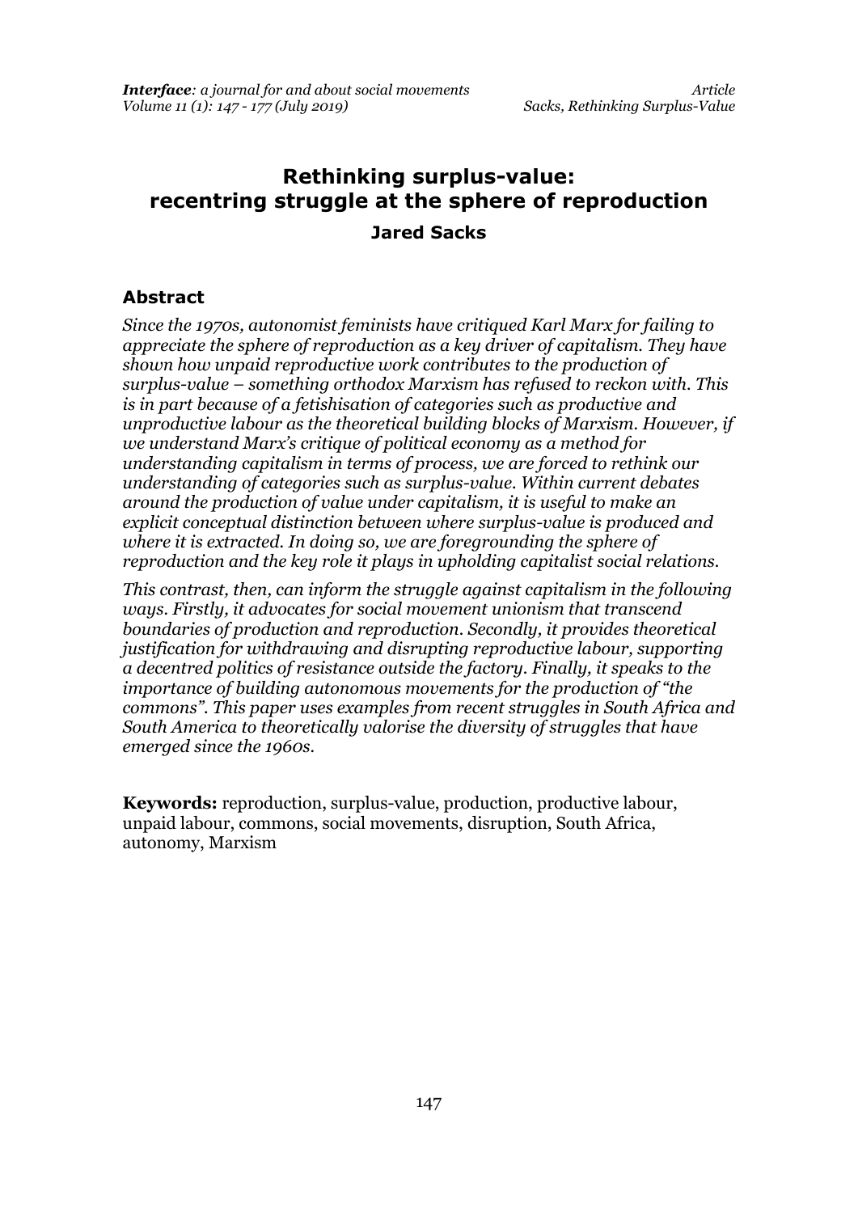# Rethinking surplus-value: recentring struggle at the sphere of reproduction

**Jared Sacks**

## Abstract

*Since the 1970s, autonomist feminists have critiqued Karl Marx for failing to appreciate the sphere of reproduction as a key driver of capitalism. They have shown how unpaid reproductive work contributes to the production of surplus-value – something orthodox Marxism has refused to reckon with. This is in part because of a fetishisation of categories such as productive and unproductive labour as the theoretical building blocks of Marxism. However, if we understand Marx's critique of political economy as a method for understanding capitalism in terms of process, we are forced to rethink our understanding of categories such as surplus-value. Within current debates around the production of value under capitalism, it is useful to make an explicit conceptual distinction between where surplus-value is produced and where it is extracted. In doing so, we are foregrounding the sphere of reproduction and the key role it plays in upholding capitalist social relations.*

*This contrast, then, can inform the struggle against capitalism in the following ways. Firstly, it advocates for social movement unionism that transcend boundaries of production and reproduction. Secondly, it provides theoretical justification for withdrawing and disrupting reproductive labour, supporting a decentred politics of resistance outside the factory. Finally, it speaks to the importance of building autonomous movements for the production of "the commons". This paper uses examples from recent struggles in South Africa and South America to theoretically valorise the diversity of struggles that have emerged since the 1960s.*

**Keywords:** reproduction, surplus-value, production, productive labour, unpaid labour, commons, social movements, disruption, South Africa, autonomy, Marxism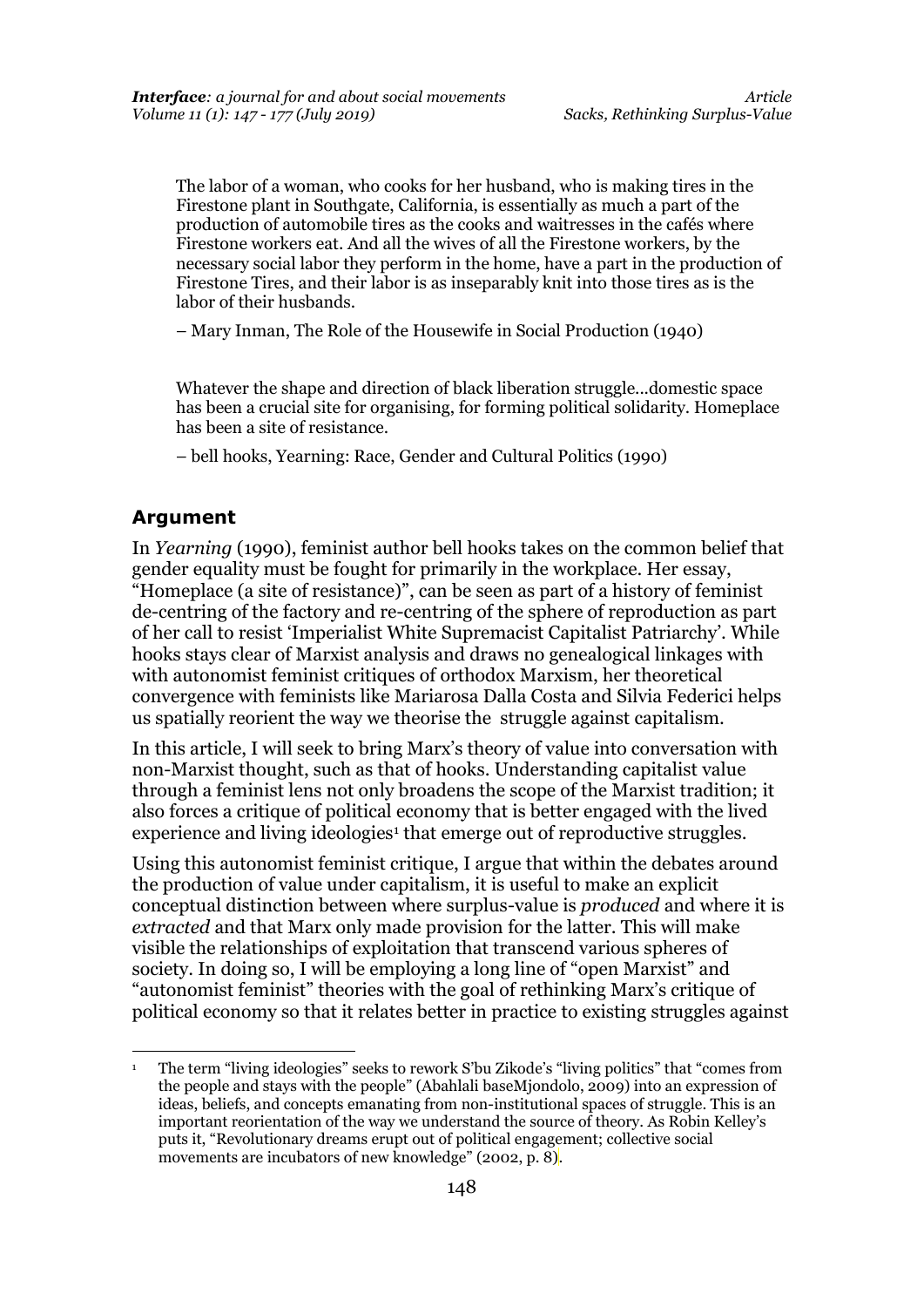> The labor of a woman, who cooks for her husband, who is making tires in the Firestone plant in Southgate, California, is essentially as much a part of the production of automobile tires as the cooks and waitresses in the cafés where Firestone workers eat. And all the wives of all the Firestone workers, by the necessary social labor they perform in the home, have a part in the production of Firestone Tires, and their labor is as inseparably knit into those tires as is the labor of their husbands.
>
> – Mary Inman, The Role of the Housewife in Social Production (1940)

> Whatever the shape and direction of black liberation struggle…domestic space has been a crucial site for organising, for forming political solidarity. Homeplace has been a site of resistance.
>
> – bell hooks, Yearning: Race, Gender and Cultural Politics (1990)

## Argument

In *Yearning* (1990), feminist author bell hooks takes on the common belief that gender equality must be fought for primarily in the workplace. Her essay, "Homeplace (a site of resistance)", can be seen as part of a history of feminist de-centring of the factory and re-centring of the sphere of reproduction as part of her call to resist 'Imperialist White Supremacist Capitalist Patriarchy'. While hooks stays clear of Marxist analysis and draws no genealogical linkages with with autonomist feminist critiques of orthodox Marxism, her theoretical convergence with feminists like Mariarosa Dalla Costa and Silvia Federici helps us spatially reorient the way we theorise the struggle against capitalism.

In this article, I will seek to bring Marx's theory of value into conversation with non-Marxist thought, such as that of hooks. Understanding capitalist value through a feminist lens not only broadens the scope of the Marxist tradition; it also forces a critique of political economy that is better engaged with the lived experience and living ideologies[1] that emerge out of reproductive struggles.

Using this autonomist feminist critique, I argue that within the debates around the production of value under capitalism, it is useful to make an explicit conceptual distinction between where surplus-value is *produced* and where it is *extracted* and that Marx only made provision for the latter. This will make visible the relationships of exploitation that transcend various spheres of society. In doing so, I will be employing a long line of "open Marxist" and "autonomist feminist" theories with the goal of rethinking Marx's critique of political economy so that it relates better in practice to existing struggles against

[1] The term "living ideologies" seeks to rework S'bu Zikode's "living politics" that "comes from the people and stays with the people" (Abahlali baseMjondolo, 2009) into an expression of ideas, beliefs, and concepts emanating from non-institutional spaces of struggle. This is an important reorientation of the way we understand the source of theory. As Robin Kelley's puts it, "Revolutionary dreams erupt out of political engagement; collective social movements are incubators of new knowledge" (2002, p. 8).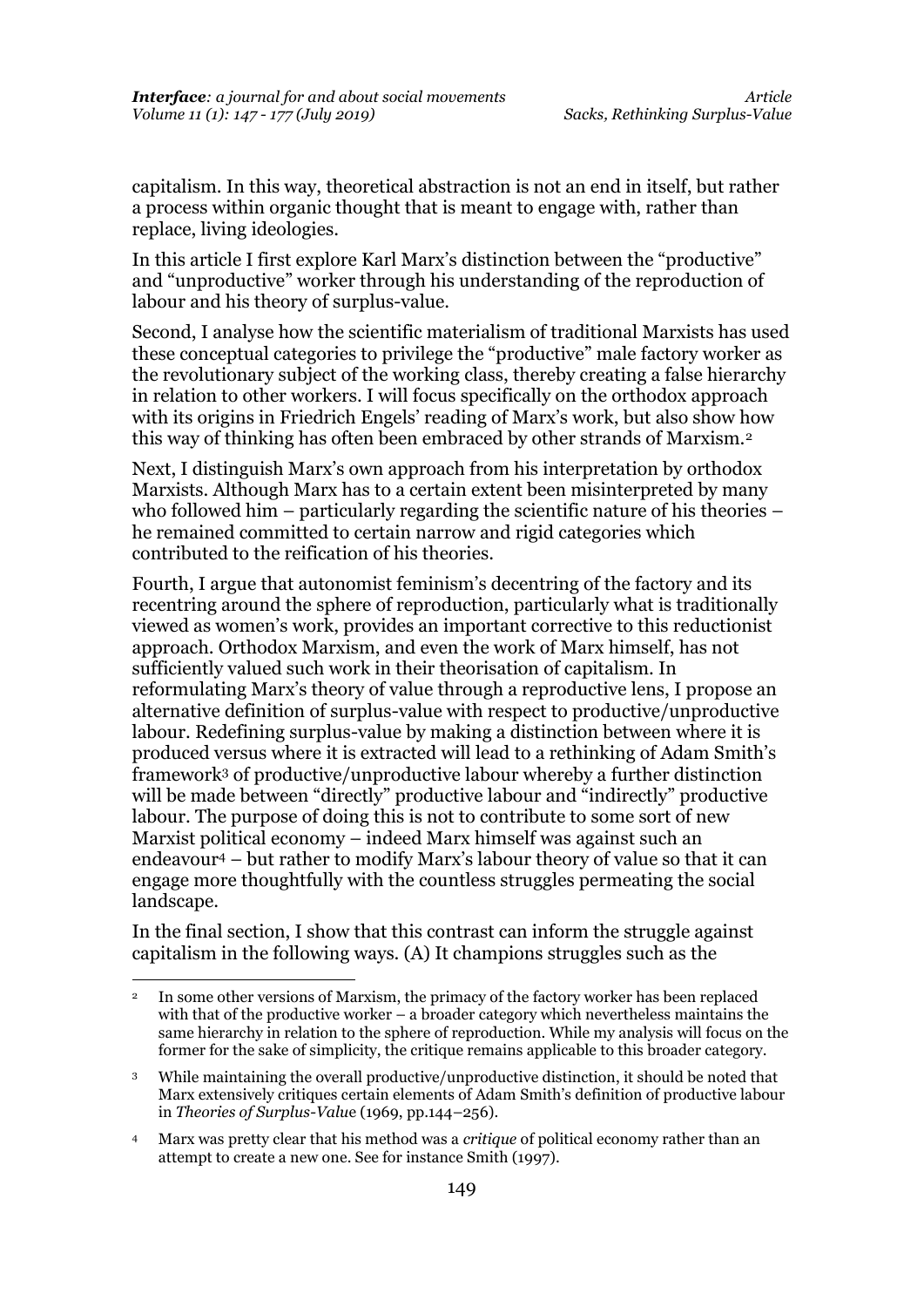capitalism. In this way, theoretical abstraction is not an end in itself, but rather a process within organic thought that is meant to engage with, rather than replace, living ideologies.

In this article I first explore Karl Marx's distinction between the "productive" and "unproductive" worker through his understanding of the reproduction of labour and his theory of surplus-value.

Second, I analyse how the scientific materialism of traditional Marxists has used these conceptual categories to privilege the "productive" male factory worker as the revolutionary subject of the working class, thereby creating a false hierarchy in relation to other workers. I will focus specifically on the orthodox approach with its origins in Friedrich Engels' reading of Marx's work, but also show how this way of thinking has often been embraced by other strands of Marxism.[2]

Next, I distinguish Marx's own approach from his interpretation by orthodox Marxists. Although Marx has to a certain extent been misinterpreted by many who followed him – particularly regarding the scientific nature of his theories – he remained committed to certain narrow and rigid categories which contributed to the reification of his theories.

Fourth, I argue that autonomist feminism's decentring of the factory and its recentring around the sphere of reproduction, particularly what is traditionally viewed as women's work, provides an important corrective to this reductionist approach. Orthodox Marxism, and even the work of Marx himself, has not sufficiently valued such work in their theorisation of capitalism. In reformulating Marx's theory of value through a reproductive lens, I propose an alternative definition of surplus-value with respect to productive/unproductive labour. Redefining surplus-value by making a distinction between where it is produced versus where it is extracted will lead to a rethinking of Adam Smith's framework[3] of productive/unproductive labour whereby a further distinction will be made between "directly" productive labour and "indirectly" productive labour. The purpose of doing this is not to contribute to some sort of new Marxist political economy – indeed Marx himself was against such an endeavour[4] – but rather to modify Marx's labour theory of value so that it can engage more thoughtfully with the countless struggles permeating the social landscape.

In the final section, I show that this contrast can inform the struggle against capitalism in the following ways. (A) It champions struggles such as the

---

[2] In some other versions of Marxism, the primacy of the factory worker has been replaced with that of the productive worker – a broader category which nevertheless maintains the same hierarchy in relation to the sphere of reproduction. While my analysis will focus on the former for the sake of simplicity, the critique remains applicable to this broader category.

[3] While maintaining the overall productive/unproductive distinction, it should be noted that Marx extensively critiques certain elements of Adam Smith's definition of productive labour in *Theories of Surplus-Value* (1969, pp.144–256).

[4] Marx was pretty clear that his method was a *critique* of political economy rather than an attempt to create a new one. See for instance Smith (1997).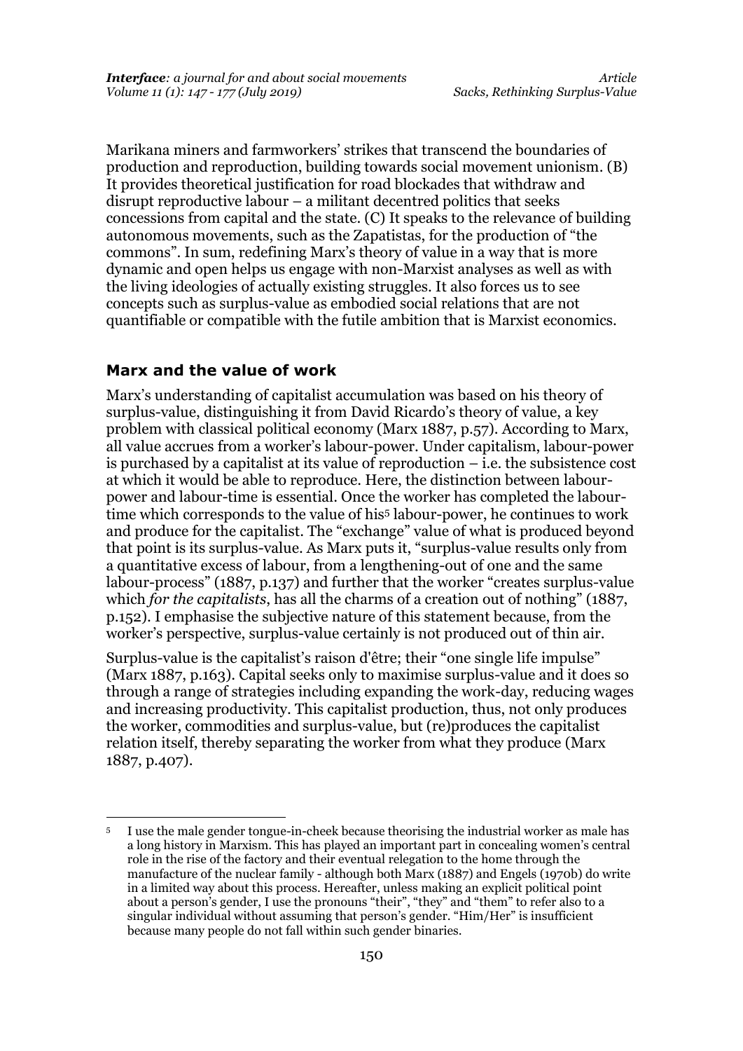Marikana miners and farmworkers' strikes that transcend the boundaries of production and reproduction, building towards social movement unionism. (B) It provides theoretical justification for road blockades that withdraw and disrupt reproductive labour – a militant decentred politics that seeks concessions from capital and the state. (C) It speaks to the relevance of building autonomous movements, such as the Zapatistas, for the production of "the commons". In sum, redefining Marx's theory of value in a way that is more dynamic and open helps us engage with non-Marxist analyses as well as with the living ideologies of actually existing struggles. It also forces us to see concepts such as surplus-value as embodied social relations that are not quantifiable or compatible with the futile ambition that is Marxist economics.

## Marx and the value of work

Marx's understanding of capitalist accumulation was based on his theory of surplus-value, distinguishing it from David Ricardo's theory of value, a key problem with classical political economy (Marx 1887, p.57). According to Marx, all value accrues from a worker's labour-power. Under capitalism, labour-power is purchased by a capitalist at its value of reproduction – i.e. the subsistence cost at which it would be able to reproduce. Here, the distinction between labour-power and labour-time is essential. Once the worker has completed the labour-time which corresponds to the value of his[5] labour-power, he continues to work and produce for the capitalist. The "exchange" value of what is produced beyond that point is its surplus-value. As Marx puts it, "surplus-value results only from a quantitative excess of labour, from a lengthening-out of one and the same labour-process" (1887, p.137) and further that the worker "creates surplus-value which *for the capitalists*, has all the charms of a creation out of nothing" (1887, p.152). I emphasise the subjective nature of this statement because, from the worker's perspective, surplus-value certainly is not produced out of thin air.

Surplus-value is the capitalist's raison d'être; their "one single life impulse" (Marx 1887, p.163). Capital seeks only to maximise surplus-value and it does so through a range of strategies including expanding the work-day, reducing wages and increasing productivity. This capitalist production, thus, not only produces the worker, commodities and surplus-value, but (re)produces the capitalist relation itself, thereby separating the worker from what they produce (Marx 1887, p.407).

[5] I use the male gender tongue-in-cheek because theorising the industrial worker as male has a long history in Marxism. This has played an important part in concealing women's central role in the rise of the factory and their eventual relegation to the home through the manufacture of the nuclear family - although both Marx (1887) and Engels (1970b) do write in a limited way about this process. Hereafter, unless making an explicit political point about a person's gender, I use the pronouns "their", "they" and "them" to refer also to a singular individual without assuming that person's gender. "Him/Her" is insufficient because many people do not fall within such gender binaries.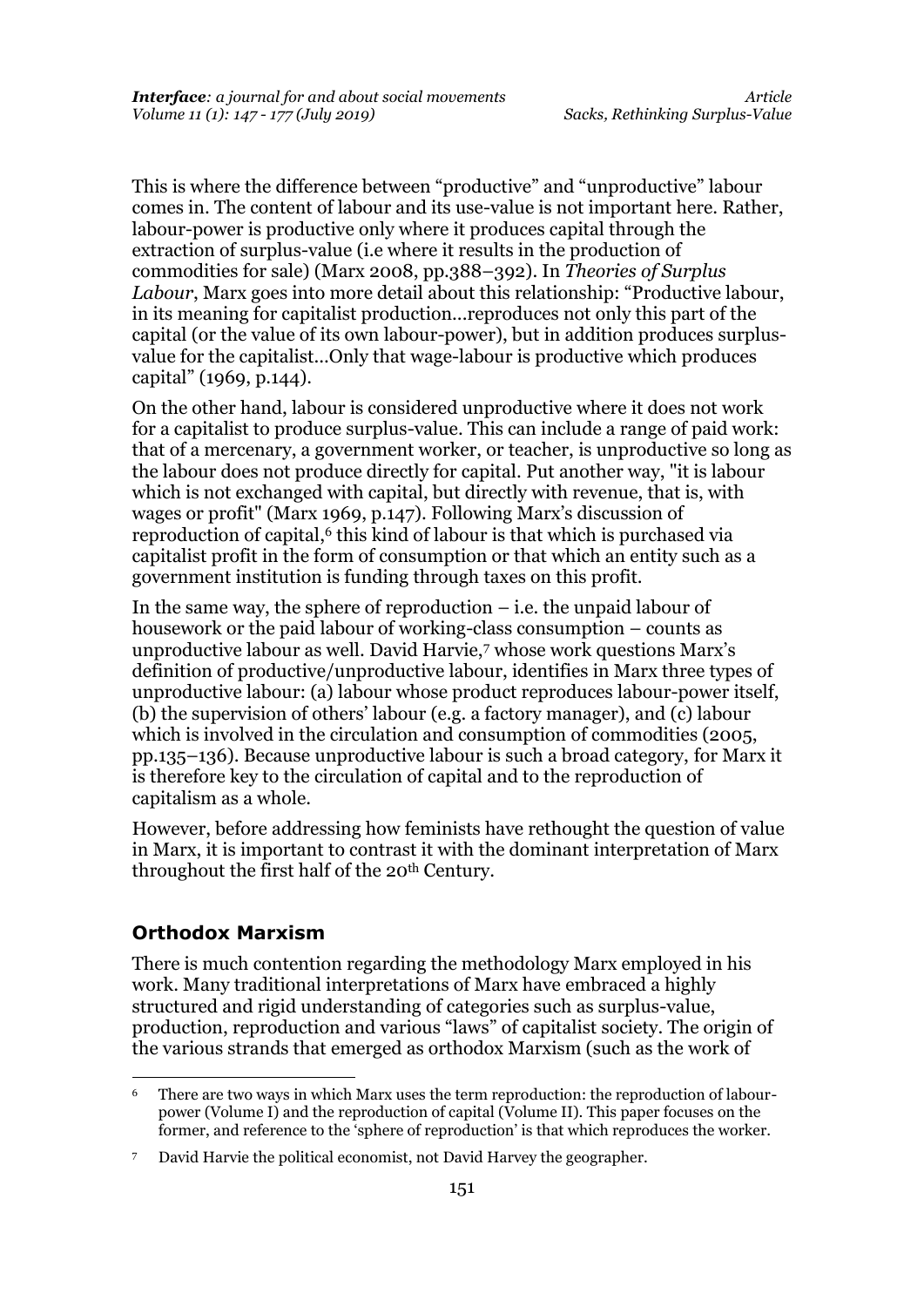This is where the difference between "productive" and "unproductive" labour comes in. The content of labour and its use-value is not important here. Rather, labour-power is productive only where it produces capital through the extraction of surplus-value (i.e where it results in the production of commodities for sale) (Marx 2008, pp.388–392). In *Theories of Surplus Labour*, Marx goes into more detail about this relationship: "Productive labour, in its meaning for capitalist production…reproduces not only this part of the capital (or the value of its own labour-power), but in addition produces surplus-value for the capitalist…Only that wage-labour is productive which produces capital" (1969, p.144).

On the other hand, labour is considered unproductive where it does not work for a capitalist to produce surplus-value. This can include a range of paid work: that of a mercenary, a government worker, or teacher, is unproductive so long as the labour does not produce directly for capital. Put another way, "it is labour which is not exchanged with capital, but directly with revenue, that is, with wages or profit" (Marx 1969, p.147). Following Marx's discussion of reproduction of capital,[6] this kind of labour is that which is purchased via capitalist profit in the form of consumption or that which an entity such as a government institution is funding through taxes on this profit.

In the same way, the sphere of reproduction – i.e. the unpaid labour of housework or the paid labour of working-class consumption – counts as unproductive labour as well. David Harvie,[7] whose work questions Marx's definition of productive/unproductive labour, identifies in Marx three types of unproductive labour: (a) labour whose product reproduces labour-power itself, (b) the supervision of others' labour (e.g. a factory manager), and (c) labour which is involved in the circulation and consumption of commodities (2005, pp.135–136). Because unproductive labour is such a broad category, for Marx it is therefore key to the circulation of capital and to the reproduction of capitalism as a whole.

However, before addressing how feminists have rethought the question of value in Marx, it is important to contrast it with the dominant interpretation of Marx throughout the first half of the 20th Century.

### Orthodox Marxism

There is much contention regarding the methodology Marx employed in his work. Many traditional interpretations of Marx have embraced a highly structured and rigid understanding of categories such as surplus-value, production, reproduction and various "laws" of capitalist society. The origin of the various strands that emerged as orthodox Marxism (such as the work of

---

[6] There are two ways in which Marx uses the term reproduction: the reproduction of labour-power (Volume I) and the reproduction of capital (Volume II). This paper focuses on the former, and reference to the 'sphere of reproduction' is that which reproduces the worker.

[7] David Harvie the political economist, not David Harvey the geographer.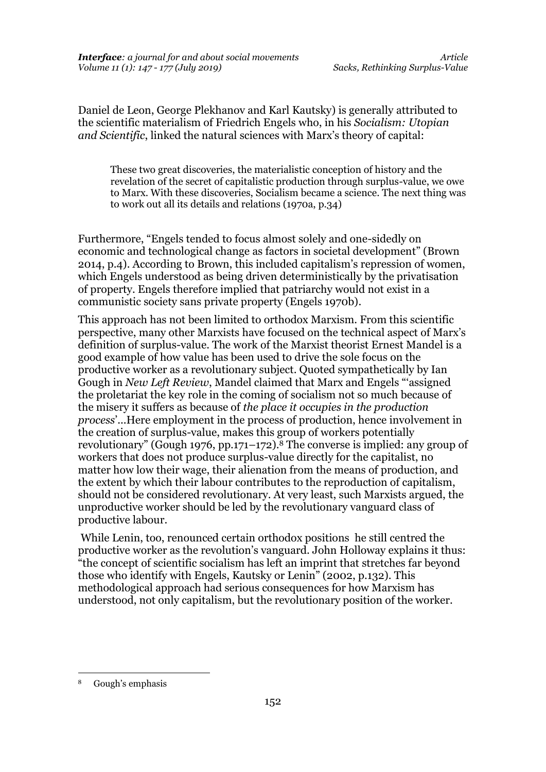Daniel de Leon, George Plekhanov and Karl Kautsky) is generally attributed to the scientific materialism of Friedrich Engels who, in his *Socialism: Utopian and Scientific*, linked the natural sciences with Marx's theory of capital:

> These two great discoveries, the materialistic conception of history and the revelation of the secret of capitalistic production through surplus-value, we owe to Marx. With these discoveries, Socialism became a science. The next thing was to work out all its details and relations (1970a, p.34)

Furthermore, "Engels tended to focus almost solely and one-sidedly on economic and technological change as factors in societal development" (Brown 2014, p.4). According to Brown, this included capitalism's repression of women, which Engels understood as being driven deterministically by the privatisation of property. Engels therefore implied that patriarchy would not exist in a communistic society sans private property (Engels 1970b).

This approach has not been limited to orthodox Marxism. From this scientific perspective, many other Marxists have focused on the technical aspect of Marx's definition of surplus-value. The work of the Marxist theorist Ernest Mandel is a good example of how value has been used to drive the sole focus on the productive worker as a revolutionary subject. Quoted sympathetically by Ian Gough in *New Left Review*, Mandel claimed that Marx and Engels "'assigned the proletariat the key role in the coming of socialism not so much because of the misery it suffers as because of *the place it occupies in the production process*'…Here employment in the process of production, hence involvement in the creation of surplus-value, makes this group of workers potentially revolutionary" (Gough 1976, pp.171–172).[8] The converse is implied: any group of workers that does not produce surplus-value directly for the capitalist, no matter how low their wage, their alienation from the means of production, and the extent by which their labour contributes to the reproduction of capitalism, should not be considered revolutionary. At very least, such Marxists argued, the unproductive worker should be led by the revolutionary vanguard class of productive labour.

While Lenin, too, renounced certain orthodox positions he still centred the productive worker as the revolution's vanguard. John Holloway explains it thus: "the concept of scientific socialism has left an imprint that stretches far beyond those who identify with Engels, Kautsky or Lenin" (2002, p.132). This methodological approach had serious consequences for how Marxism has understood, not only capitalism, but the revolutionary position of the worker.

---

[8] Gough's emphasis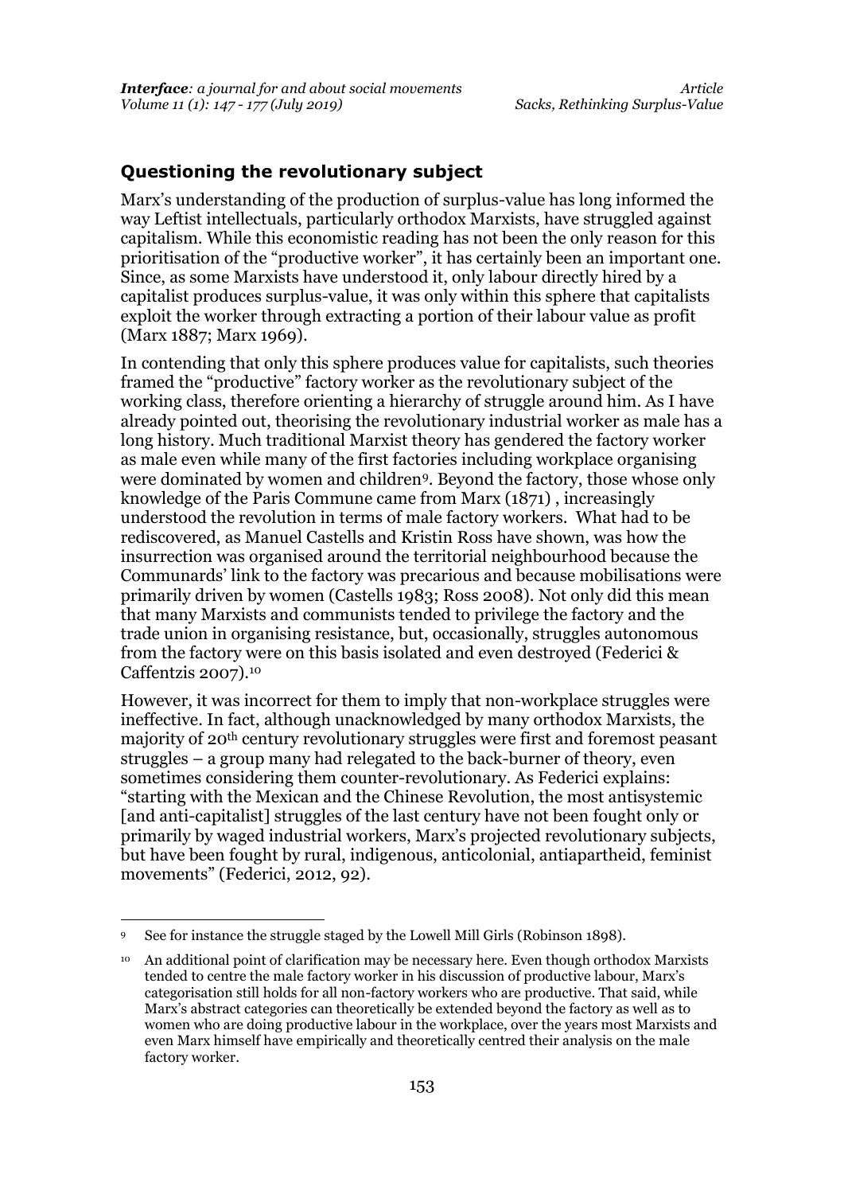## Questioning the revolutionary subject

Marx's understanding of the production of surplus-value has long informed the way Leftist intellectuals, particularly orthodox Marxists, have struggled against capitalism. While this economistic reading has not been the only reason for this prioritisation of the "productive worker", it has certainly been an important one. Since, as some Marxists have understood it, only labour directly hired by a capitalist produces surplus-value, it was only within this sphere that capitalists exploit the worker through extracting a portion of their labour value as profit (Marx 1887; Marx 1969).

In contending that only this sphere produces value for capitalists, such theories framed the "productive" factory worker as the revolutionary subject of the working class, therefore orienting a hierarchy of struggle around him. As I have already pointed out, theorising the revolutionary industrial worker as male has a long history. Much traditional Marxist theory has gendered the factory worker as male even while many of the first factories including workplace organising were dominated by women and children[9]. Beyond the factory, those whose only knowledge of the Paris Commune came from Marx (1871) , increasingly understood the revolution in terms of male factory workers. What had to be rediscovered, as Manuel Castells and Kristin Ross have shown, was how the insurrection was organised around the territorial neighbourhood because the Communards' link to the factory was precarious and because mobilisations were primarily driven by women (Castells 1983; Ross 2008). Not only did this mean that many Marxists and communists tended to privilege the factory and the trade union in organising resistance, but, occasionally, struggles autonomous from the factory were on this basis isolated and even destroyed (Federici & Caffentzis 2007).[10]

However, it was incorrect for them to imply that non-workplace struggles were ineffective. In fact, although unacknowledged by many orthodox Marxists, the majority of 20th century revolutionary struggles were first and foremost peasant struggles – a group many had relegated to the back-burner of theory, even sometimes considering them counter-revolutionary. As Federici explains: "starting with the Mexican and the Chinese Revolution, the most antisystemic [and anti-capitalist] struggles of the last century have not been fought only or primarily by waged industrial workers, Marx's projected revolutionary subjects, but have been fought by rural, indigenous, anticolonial, antiapartheid, feminist movements" (Federici, 2012, 92).

---

[9] See for instance the struggle staged by the Lowell Mill Girls (Robinson 1898).

[10] An additional point of clarification may be necessary here. Even though orthodox Marxists tended to centre the male factory worker in his discussion of productive labour, Marx's categorisation still holds for all non-factory workers who are productive. That said, while Marx's abstract categories can theoretically be extended beyond the factory as well as to women who are doing productive labour in the workplace, over the years most Marxists and even Marx himself have empirically and theoretically centred their analysis on the male factory worker.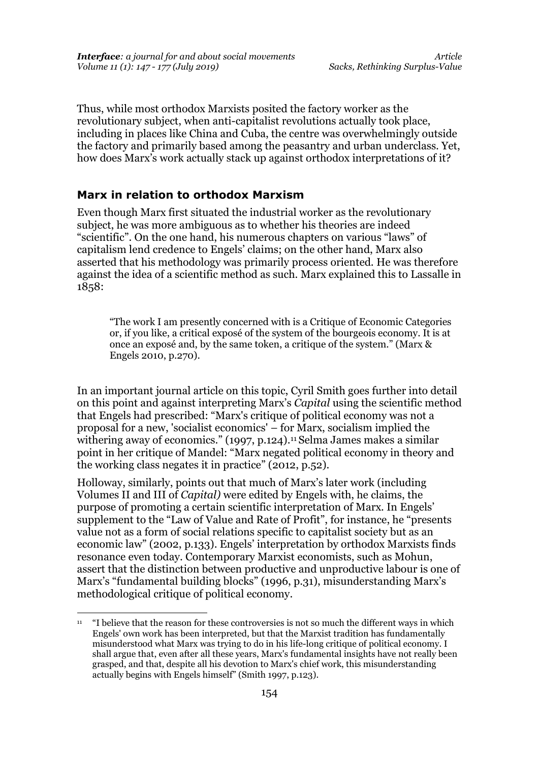Thus, while most orthodox Marxists posited the factory worker as the revolutionary subject, when anti-capitalist revolutions actually took place, including in places like China and Cuba, the centre was overwhelmingly outside the factory and primarily based among the peasantry and urban underclass. Yet, how does Marx's work actually stack up against orthodox interpretations of it?

## Marx in relation to orthodox Marxism

Even though Marx first situated the industrial worker as the revolutionary subject, he was more ambiguous as to whether his theories are indeed "scientific". On the one hand, his numerous chapters on various "laws" of capitalism lend credence to Engels' claims; on the other hand, Marx also asserted that his methodology was primarily process oriented. He was therefore against the idea of a scientific method as such. Marx explained this to Lassalle in 1858:

> "The work I am presently concerned with is a Critique of Economic Categories or, if you like, a critical exposé of the system of the bourgeois economy. It is at once an exposé and, by the same token, a critique of the system." (Marx & Engels 2010, p.270).

In an important journal article on this topic, Cyril Smith goes further into detail on this point and against interpreting Marx's *Capital* using the scientific method that Engels had prescribed: "Marx's critique of political economy was not a proposal for a new, 'socialist economics' – for Marx, socialism implied the withering away of economics." (1997, p.124).[11] Selma James makes a similar point in her critique of Mandel: "Marx negated political economy in theory and the working class negates it in practice" (2012, p.52).

Holloway, similarly, points out that much of Marx's later work (including Volumes II and III of *Capital)* were edited by Engels with, he claims, the purpose of promoting a certain scientific interpretation of Marx. In Engels' supplement to the "Law of Value and Rate of Profit", for instance, he "presents value not as a form of social relations specific to capitalist society but as an economic law" (2002, p.133). Engels' interpretation by orthodox Marxists finds resonance even today. Contemporary Marxist economists, such as Mohun, assert that the distinction between productive and unproductive labour is one of Marx's "fundamental building blocks" (1996, p.31), misunderstanding Marx's methodological critique of political economy.

[11] "I believe that the reason for these controversies is not so much the different ways in which Engels' own work has been interpreted, but that the Marxist tradition has fundamentally misunderstood what Marx was trying to do in his life-long critique of political economy. I shall argue that, even after all these years, Marx's fundamental insights have not really been grasped, and that, despite all his devotion to Marx's chief work, this misunderstanding actually begins with Engels himself" (Smith 1997, p.123).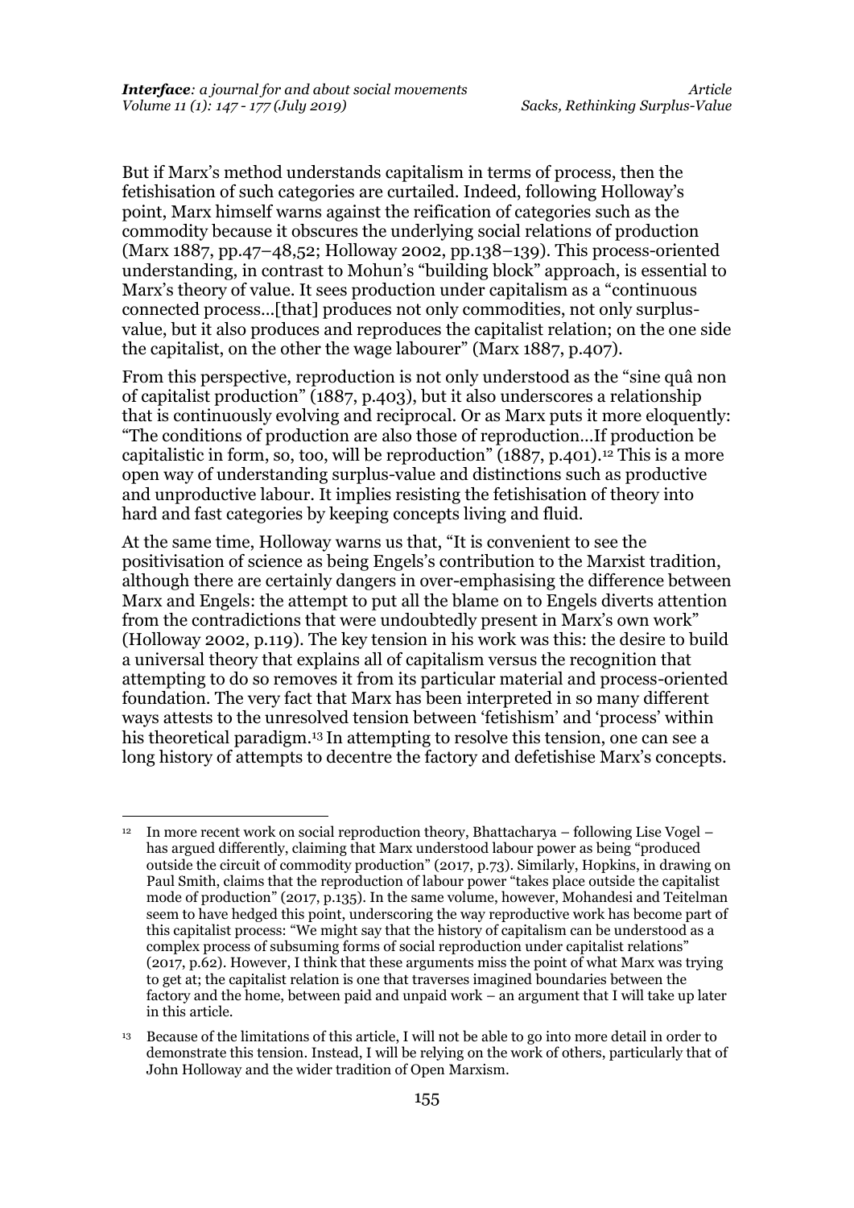But if Marx's method understands capitalism in terms of process, then the fetishisation of such categories are curtailed. Indeed, following Holloway's point, Marx himself warns against the reification of categories such as the commodity because it obscures the underlying social relations of production (Marx 1887, pp.47–48,52; Holloway 2002, pp.138–139). This process-oriented understanding, in contrast to Mohun's "building block" approach, is essential to Marx's theory of value. It sees production under capitalism as a "continuous connected process…[that] produces not only commodities, not only surplus-value, but it also produces and reproduces the capitalist relation; on the one side the capitalist, on the other the wage labourer" (Marx 1887, p.407).

From this perspective, reproduction is not only understood as the "sine quâ non of capitalist production" (1887, p.403), but it also underscores a relationship that is continuously evolving and reciprocal. Or as Marx puts it more eloquently: "The conditions of production are also those of reproduction…If production be capitalistic in form, so, too, will be reproduction" (1887, p.401).[12] This is a more open way of understanding surplus-value and distinctions such as productive and unproductive labour. It implies resisting the fetishisation of theory into hard and fast categories by keeping concepts living and fluid.

At the same time, Holloway warns us that, "It is convenient to see the positivisation of science as being Engels's contribution to the Marxist tradition, although there are certainly dangers in over-emphasising the difference between Marx and Engels: the attempt to put all the blame on to Engels diverts attention from the contradictions that were undoubtedly present in Marx's own work" (Holloway 2002, p.119). The key tension in his work was this: the desire to build a universal theory that explains all of capitalism versus the recognition that attempting to do so removes it from its particular material and process-oriented foundation. The very fact that Marx has been interpreted in so many different ways attests to the unresolved tension between 'fetishism' and 'process' within his theoretical paradigm.[13] In attempting to resolve this tension, one can see a long history of attempts to decentre the factory and defetishise Marx's concepts.

---

[12] In more recent work on social reproduction theory, Bhattacharya – following Lise Vogel – has argued differently, claiming that Marx understood labour power as being "produced outside the circuit of commodity production" (2017, p.73). Similarly, Hopkins, in drawing on Paul Smith, claims that the reproduction of labour power "takes place outside the capitalist mode of production" (2017, p.135). In the same volume, however, Mohandesi and Teitelman seem to have hedged this point, underscoring the way reproductive work has become part of this capitalist process: "We might say that the history of capitalism can be understood as a complex process of subsuming forms of social reproduction under capitalist relations" (2017, p.62). However, I think that these arguments miss the point of what Marx was trying to get at; the capitalist relation is one that traverses imagined boundaries between the factory and the home, between paid and unpaid work – an argument that I will take up later in this article.

[13] Because of the limitations of this article, I will not be able to go into more detail in order to demonstrate this tension. Instead, I will be relying on the work of others, particularly that of John Holloway and the wider tradition of Open Marxism.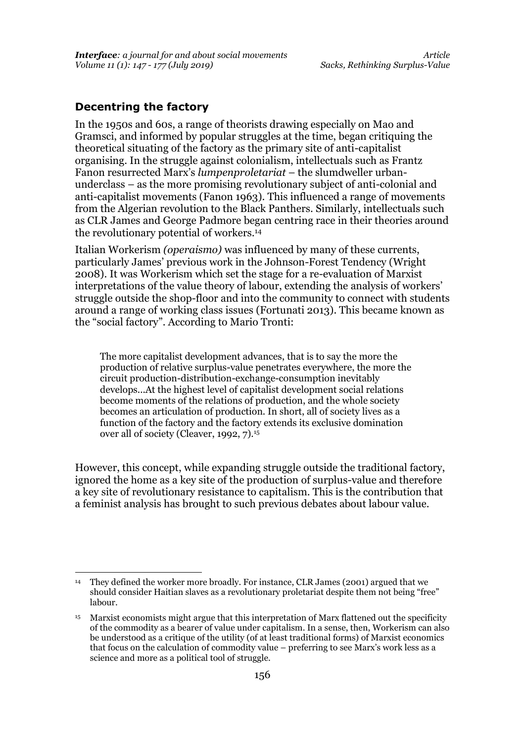## Decentring the factory

In the 1950s and 60s, a range of theorists drawing especially on Mao and Gramsci, and informed by popular struggles at the time, began critiquing the theoretical situating of the factory as the primary site of anti-capitalist organising. In the struggle against colonialism, intellectuals such as Frantz Fanon resurrected Marx's *lumpenproletariat* – the slumdweller urban-underclass – as the more promising revolutionary subject of anti-colonial and anti-capitalist movements (Fanon 1963). This influenced a range of movements from the Algerian revolution to the Black Panthers. Similarly, intellectuals such as CLR James and George Padmore began centring race in their theories around the revolutionary potential of workers.[14]

Italian Workerism *(operaismo)* was influenced by many of these currents, particularly James' previous work in the Johnson-Forest Tendency (Wright 2008). It was Workerism which set the stage for a re-evaluation of Marxist interpretations of the value theory of labour, extending the analysis of workers' struggle outside the shop-floor and into the community to connect with students around a range of working class issues (Fortunati 2013). This became known as the "social factory". According to Mario Tronti:

> The more capitalist development advances, that is to say the more the production of relative surplus-value penetrates everywhere, the more the circuit production-distribution-exchange-consumption inevitably develops...At the highest level of capitalist development social relations become moments of the relations of production, and the whole society becomes an articulation of production. In short, all of society lives as a function of the factory and the factory extends its exclusive domination over all of society (Cleaver, 1992, 7).[15]

However, this concept, while expanding struggle outside the traditional factory, ignored the home as a key site of the production of surplus-value and therefore a key site of revolutionary resistance to capitalism. This is the contribution that a feminist analysis has brought to such previous debates about labour value.

---

[14] They defined the worker more broadly. For instance, CLR James (2001) argued that we should consider Haitian slaves as a revolutionary proletariat despite them not being "free" labour.

[15] Marxist economists might argue that this interpretation of Marx flattened out the specificity of the commodity as a bearer of value under capitalism. In a sense, then, Workerism can also be understood as a critique of the utility (of at least traditional forms) of Marxist economics that focus on the calculation of commodity value – preferring to see Marx's work less as a science and more as a political tool of struggle.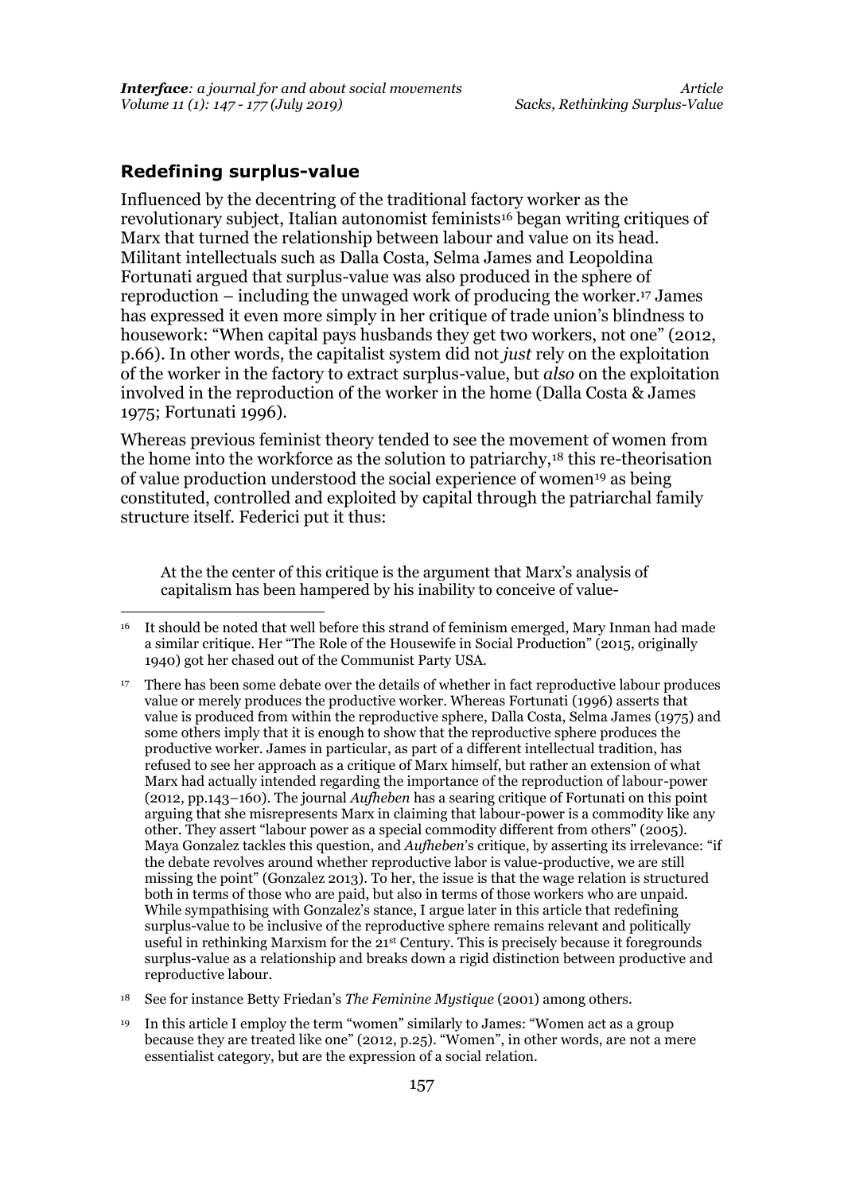## Redefining surplus-value

Influenced by the decentring of the traditional factory worker as the revolutionary subject, Italian autonomist feminists[16] began writing critiques of Marx that turned the relationship between labour and value on its head. Militant intellectuals such as Dalla Costa, Selma James and Leopoldina Fortunati argued that surplus-value was also produced in the sphere of reproduction – including the unwaged work of producing the worker.[17] James has expressed it even more simply in her critique of trade union's blindness to housework: "When capital pays husbands they get two workers, not one" (2012, p.66). In other words, the capitalist system did not *just* rely on the exploitation of the worker in the factory to extract surplus-value, but *also* on the exploitation involved in the reproduction of the worker in the home (Dalla Costa & James 1975; Fortunati 1996).

Whereas previous feminist theory tended to see the movement of women from the home into the workforce as the solution to patriarchy,[18] this re-theorisation of value production understood the social experience of women[19] as being constituted, controlled and exploited by capital through the patriarchal family structure itself. Federici put it thus:

> At the the center of this critique is the argument that Marx's analysis of capitalism has been hampered by his inability to conceive of value-

---

[16] It should be noted that well before this strand of feminism emerged, Mary Inman had made a similar critique. Her "The Role of the Housewife in Social Production" (2015, originally 1940) got her chased out of the Communist Party USA.

[17] There has been some debate over the details of whether in fact reproductive labour produces value or merely produces the productive worker. Whereas Fortunati (1996) asserts that value is produced from within the reproductive sphere, Dalla Costa, Selma James (1975) and some others imply that it is enough to show that the reproductive sphere produces the productive worker. James in particular, as part of a different intellectual tradition, has refused to see her approach as a critique of Marx himself, but rather an extension of what Marx had actually intended regarding the importance of the reproduction of labour-power (2012, pp.143–160). The journal *Aufheben* has a searing critique of Fortunati on this point arguing that she misrepresents Marx in claiming that labour-power is a commodity like any other. They assert "labour power as a special commodity different from others" (2005). Maya Gonzalez tackles this question, and *Aufheben*'s critique, by asserting its irrelevance: "if the debate revolves around whether reproductive labor is value-productive, we are still missing the point" (Gonzalez 2013). To her, the issue is that the wage relation is structured both in terms of those who are paid, but also in terms of those workers who are unpaid. While sympathising with Gonzalez's stance, I argue later in this article that redefining surplus-value to be inclusive of the reproductive sphere remains relevant and politically useful in rethinking Marxism for the 21st Century. This is precisely because it foregrounds surplus-value as a relationship and breaks down a rigid distinction between productive and reproductive labour.

[18] See for instance Betty Friedan's *The Feminine Mystique* (2001) among others.

[19] In this article I employ the term "women" similarly to James: "Women act as a group because they are treated like one" (2012, p.25). "Women", in other words, are not a mere essentialist category, but are the expression of a social relation.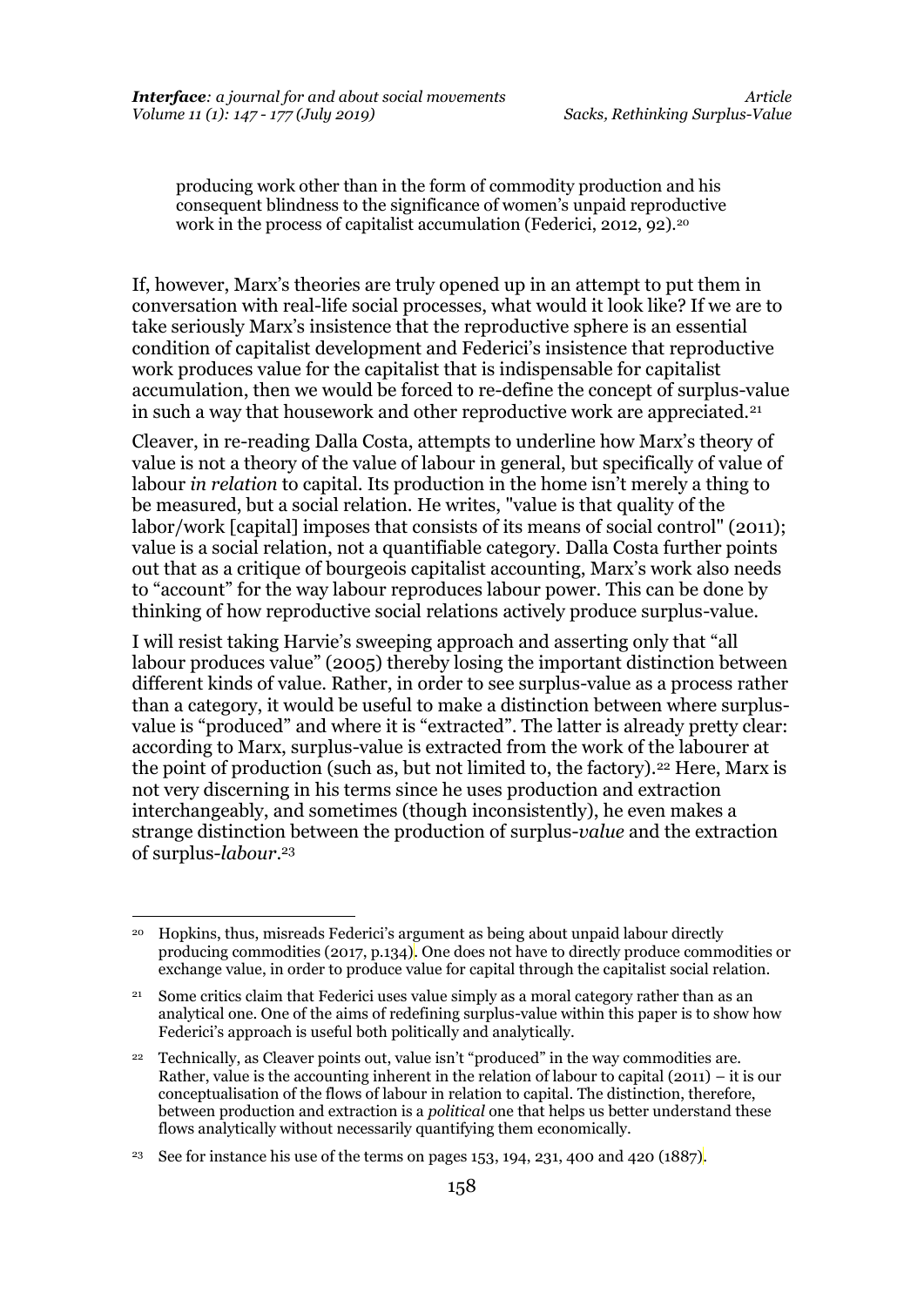producing work other than in the form of commodity production and his consequent blindness to the significance of women's unpaid reproductive work in the process of capitalist accumulation (Federici, 2012, 92).[20]

If, however, Marx's theories are truly opened up in an attempt to put them in conversation with real-life social processes, what would it look like? If we are to take seriously Marx's insistence that the reproductive sphere is an essential condition of capitalist development and Federici's insistence that reproductive work produces value for the capitalist that is indispensable for capitalist accumulation, then we would be forced to re-define the concept of surplus-value in such a way that housework and other reproductive work are appreciated.[21]

Cleaver, in re-reading Dalla Costa, attempts to underline how Marx's theory of value is not a theory of the value of labour in general, but specifically of value of labour *in relation* to capital. Its production in the home isn't merely a thing to be measured, but a social relation. He writes, "value is that quality of the labor/work [capital] imposes that consists of its means of social control" (2011); value is a social relation, not a quantifiable category. Dalla Costa further points out that as a critique of bourgeois capitalist accounting, Marx's work also needs to "account" for the way labour reproduces labour power. This can be done by thinking of how reproductive social relations actively produce surplus-value.

I will resist taking Harvie's sweeping approach and asserting only that "all labour produces value" (2005) thereby losing the important distinction between different kinds of value. Rather, in order to see surplus-value as a process rather than a category, it would be useful to make a distinction between where surplus-value is "produced" and where it is "extracted". The latter is already pretty clear: according to Marx, surplus-value is extracted from the work of the labourer at the point of production (such as, but not limited to, the factory).[22] Here, Marx is not very discerning in his terms since he uses production and extraction interchangeably, and sometimes (though inconsistently), he even makes a strange distinction between the production of surplus-*value* and the extraction of surplus-*labour*.[23]

---

[20] Hopkins, thus, misreads Federici's argument as being about unpaid labour directly producing commodities (2017, p.134). One does not have to directly produce commodities or exchange value, in order to produce value for capital through the capitalist social relation.

[21] Some critics claim that Federici uses value simply as a moral category rather than as an analytical one. One of the aims of redefining surplus-value within this paper is to show how Federici's approach is useful both politically and analytically.

[22] Technically, as Cleaver points out, value isn't "produced" in the way commodities are. Rather, value is the accounting inherent in the relation of labour to capital (2011) – it is our conceptualisation of the flows of labour in relation to capital. The distinction, therefore, between production and extraction is a *political* one that helps us better understand these flows analytically without necessarily quantifying them economically.

[23] See for instance his use of the terms on pages 153, 194, 231, 400 and 420 (1887).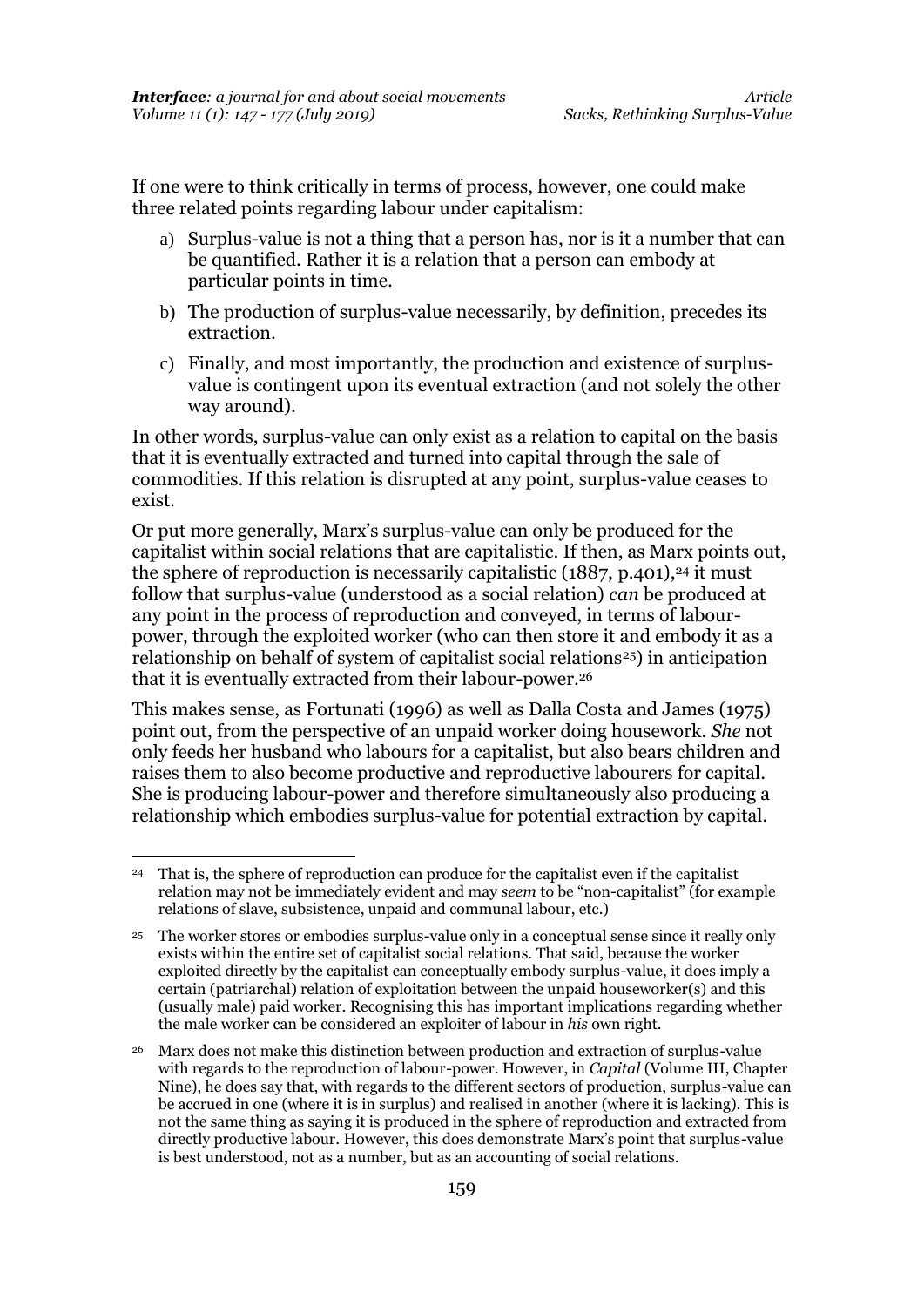If one were to think critically in terms of process, however, one could make three related points regarding labour under capitalism:

a) Surplus-value is not a thing that a person has, nor is it a number that can be quantified. Rather it is a relation that a person can embody at particular points in time.
b) The production of surplus-value necessarily, by definition, precedes its extraction.
c) Finally, and most importantly, the production and existence of surplus-value is contingent upon its eventual extraction (and not solely the other way around).

In other words, surplus-value can only exist as a relation to capital on the basis that it is eventually extracted and turned into capital through the sale of commodities. If this relation is disrupted at any point, surplus-value ceases to exist.

Or put more generally, Marx's surplus-value can only be produced for the capitalist within social relations that are capitalistic. If then, as Marx points out, the sphere of reproduction is necessarily capitalistic (1887, p.401),[24] it must follow that surplus-value (understood as a social relation) *can* be produced at any point in the process of reproduction and conveyed, in terms of labour-power, through the exploited worker (who can then store it and embody it as a relationship on behalf of system of capitalist social relations[25]) in anticipation that it is eventually extracted from their labour-power.[26]

This makes sense, as Fortunati (1996) as well as Dalla Costa and James (1975) point out, from the perspective of an unpaid worker doing housework. *She* not only feeds her husband who labours for a capitalist, but also bears children and raises them to also become productive and reproductive labourers for capital. She is producing labour-power and therefore simultaneously also producing a relationship which embodies surplus-value for potential extraction by capital.

---

[24] That is, the sphere of reproduction can produce for the capitalist even if the capitalist relation may not be immediately evident and may *seem* to be "non-capitalist" (for example relations of slave, subsistence, unpaid and communal labour, etc.)

[25] The worker stores or embodies surplus-value only in a conceptual sense since it really only exists within the entire set of capitalist social relations. That said, because the worker exploited directly by the capitalist can conceptually embody surplus-value, it does imply a certain (patriarchal) relation of exploitation between the unpaid houseworker(s) and this (usually male) paid worker. Recognising this has important implications regarding whether the male worker can be considered an exploiter of labour in *his* own right.

[26] Marx does not make this distinction between production and extraction of surplus-value with regards to the reproduction of labour-power. However, in *Capital* (Volume III, Chapter Nine), he does say that, with regards to the different sectors of production, surplus-value can be accrued in one (where it is in surplus) and realised in another (where it is lacking). This is not the same thing as saying it is produced in the sphere of reproduction and extracted from directly productive labour. However, this does demonstrate Marx's point that surplus-value is best understood, not as a number, but as an accounting of social relations.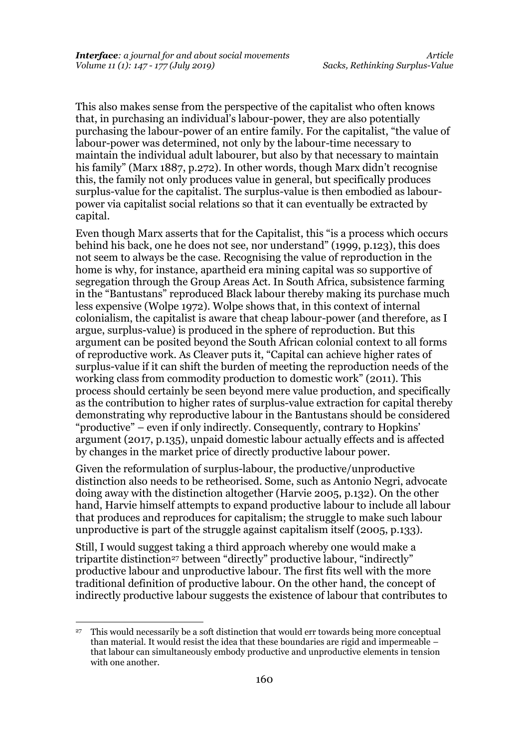This also makes sense from the perspective of the capitalist who often knows that, in purchasing an individual's labour-power, they are also potentially purchasing the labour-power of an entire family. For the capitalist, "the value of labour-power was determined, not only by the labour-time necessary to maintain the individual adult labourer, but also by that necessary to maintain his family" (Marx 1887, p.272). In other words, though Marx didn't recognise this, the family not only produces value in general, but specifically produces surplus-value for the capitalist. The surplus-value is then embodied as labour-power via capitalist social relations so that it can eventually be extracted by capital.

Even though Marx asserts that for the Capitalist, this "is a process which occurs behind his back, one he does not see, nor understand" (1999, p.123), this does not seem to always be the case. Recognising the value of reproduction in the home is why, for instance, apartheid era mining capital was so supportive of segregation through the Group Areas Act. In South Africa, subsistence farming in the "Bantustans" reproduced Black labour thereby making its purchase much less expensive (Wolpe 1972). Wolpe shows that, in this context of internal colonialism, the capitalist is aware that cheap labour-power (and therefore, as I argue, surplus-value) is produced in the sphere of reproduction. But this argument can be posited beyond the South African colonial context to all forms of reproductive work. As Cleaver puts it, "Capital can achieve higher rates of surplus-value if it can shift the burden of meeting the reproduction needs of the working class from commodity production to domestic work" (2011). This process should certainly be seen beyond mere value production, and specifically as the contribution to higher rates of surplus-value extraction for capital thereby demonstrating why reproductive labour in the Bantustans should be considered "productive" – even if only indirectly. Consequently, contrary to Hopkins' argument (2017, p.135), unpaid domestic labour actually effects and is affected by changes in the market price of directly productive labour power.

Given the reformulation of surplus-labour, the productive/unproductive distinction also needs to be retheorised. Some, such as Antonio Negri, advocate doing away with the distinction altogether (Harvie 2005, p.132). On the other hand, Harvie himself attempts to expand productive labour to include all labour that produces and reproduces for capitalism; the struggle to make such labour unproductive is part of the struggle against capitalism itself (2005, p.133).

Still, I would suggest taking a third approach whereby one would make a tripartite distinction[27] between "directly" productive labour, "indirectly" productive labour and unproductive labour. The first fits well with the more traditional definition of productive labour. On the other hand, the concept of indirectly productive labour suggests the existence of labour that contributes to

[27] This would necessarily be a soft distinction that would err towards being more conceptual than material. It would resist the idea that these boundaries are rigid and impermeable – that labour can simultaneously embody productive and unproductive elements in tension with one another.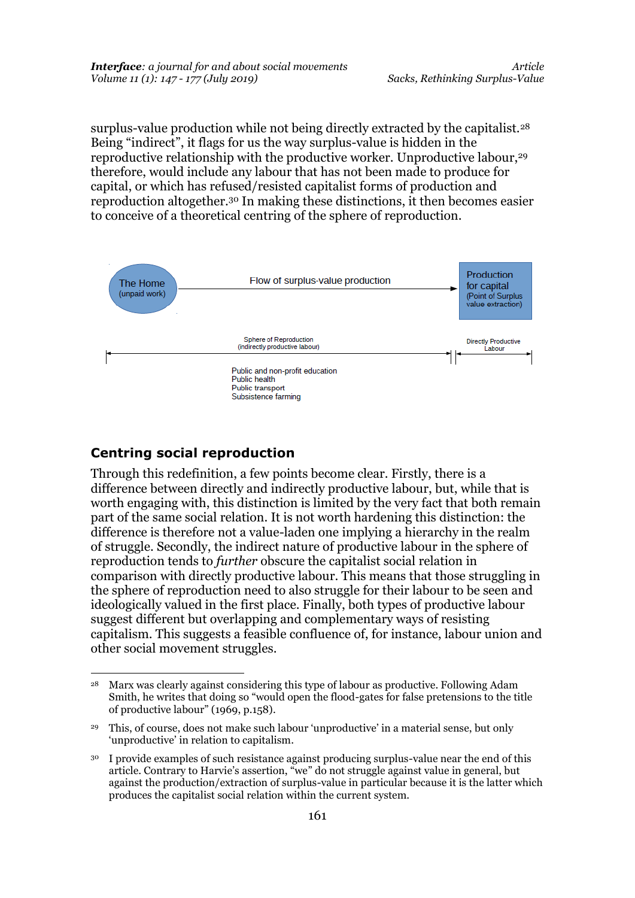surplus-value production while not being directly extracted by the capitalist.[28] Being "indirect", it flags for us the way surplus-value is hidden in the reproductive relationship with the productive worker. Unproductive labour,[29] therefore, would include any labour that has not been made to produce for capital, or which has refused/resisted capitalist forms of production and reproduction altogether.[30] In making these distinctions, it then becomes easier to conceive of a theoretical centring of the sphere of reproduction.

The Home (unpaid work) → Flow of surplus-value production → Production for capital (Point of Surplus value extraction)

Sphere of Reproduction (indirectly productive labour) | Directly Productive Labour

Public and non-profit education
Public health
Public transport
Subsistence farming

## Centring social reproduction

Through this redefinition, a few points become clear. Firstly, there is a difference between directly and indirectly productive labour, but, while that is worth engaging with, this distinction is limited by the very fact that both remain part of the same social relation. It is not worth hardening this distinction: the difference is therefore not a value-laden one implying a hierarchy in the realm of struggle. Secondly, the indirect nature of productive labour in the sphere of reproduction tends to *further* obscure the capitalist social relation in comparison with directly productive labour. This means that those struggling in the sphere of reproduction need to also struggle for their labour to be seen and ideologically valued in the first place. Finally, both types of productive labour suggest different but overlapping and complementary ways of resisting capitalism. This suggests a feasible confluence of, for instance, labour union and other social movement struggles.

---

[28] Marx was clearly against considering this type of labour as productive. Following Adam Smith, he writes that doing so "would open the flood-gates for false pretensions to the title of productive labour" (1969, p.158).

[29] This, of course, does not make such labour 'unproductive' in a material sense, but only 'unproductive' in relation to capitalism.

[30] I provide examples of such resistance against producing surplus-value near the end of this article. Contrary to Harvie's assertion, "we" do not struggle against value in general, but against the production/extraction of surplus-value in particular because it is the latter which produces the capitalist social relation within the current system.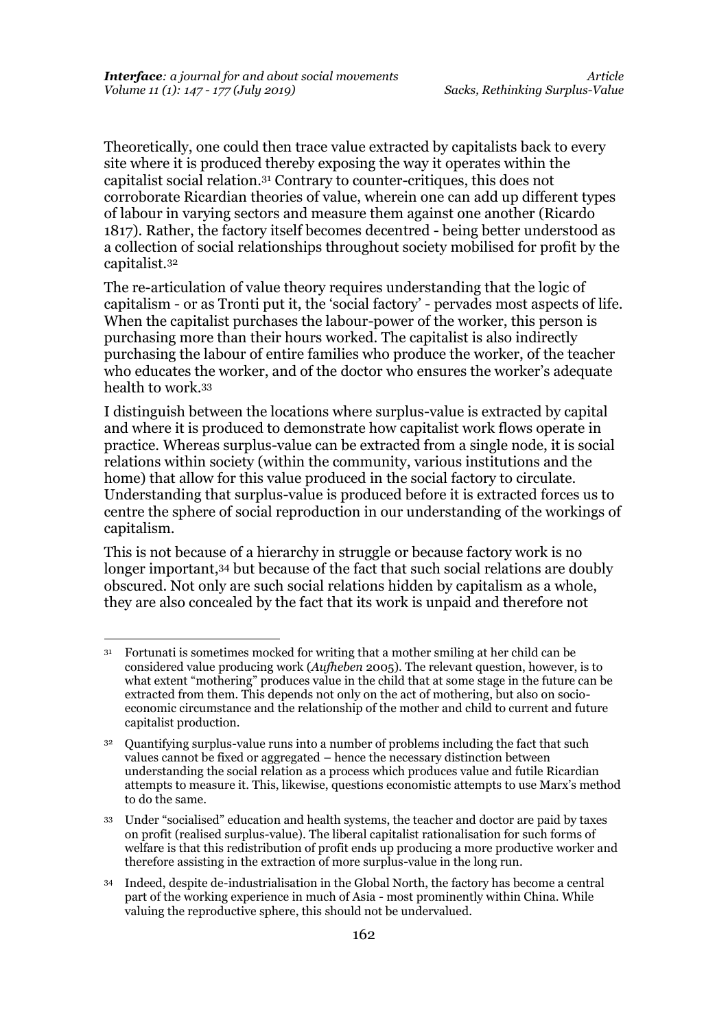Theoretically, one could then trace value extracted by capitalists back to every site where it is produced thereby exposing the way it operates within the capitalist social relation.[31] Contrary to counter-critiques, this does not corroborate Ricardian theories of value, wherein one can add up different types of labour in varying sectors and measure them against one another (Ricardo 1817). Rather, the factory itself becomes decentred - being better understood as a collection of social relationships throughout society mobilised for profit by the capitalist.[32]

The re-articulation of value theory requires understanding that the logic of capitalism - or as Tronti put it, the 'social factory' - pervades most aspects of life. When the capitalist purchases the labour-power of the worker, this person is purchasing more than their hours worked. The capitalist is also indirectly purchasing the labour of entire families who produce the worker, of the teacher who educates the worker, and of the doctor who ensures the worker's adequate health to work.[33]

I distinguish between the locations where surplus-value is extracted by capital and where it is produced to demonstrate how capitalist work flows operate in practice. Whereas surplus-value can be extracted from a single node, it is social relations within society (within the community, various institutions and the home) that allow for this value produced in the social factory to circulate. Understanding that surplus-value is produced before it is extracted forces us to centre the sphere of social reproduction in our understanding of the workings of capitalism.

This is not because of a hierarchy in struggle or because factory work is no longer important,[34] but because of the fact that such social relations are doubly obscured. Not only are such social relations hidden by capitalism as a whole, they are also concealed by the fact that its work is unpaid and therefore not

---

[31] Fortunati is sometimes mocked for writing that a mother smiling at her child can be considered value producing work (*Aufheben* 2005). The relevant question, however, is to what extent "mothering" produces value in the child that at some stage in the future can be extracted from them. This depends not only on the act of mothering, but also on socio-economic circumstance and the relationship of the mother and child to current and future capitalist production.

[32] Quantifying surplus-value runs into a number of problems including the fact that such values cannot be fixed or aggregated – hence the necessary distinction between understanding the social relation as a process which produces value and futile Ricardian attempts to measure it. This, likewise, questions economistic attempts to use Marx's method to do the same.

[33] Under "socialised" education and health systems, the teacher and doctor are paid by taxes on profit (realised surplus-value). The liberal capitalist rationalisation for such forms of welfare is that this redistribution of profit ends up producing a more productive worker and therefore assisting in the extraction of more surplus-value in the long run.

[34] Indeed, despite de-industrialisation in the Global North, the factory has become a central part of the working experience in much of Asia - most prominently within China. While valuing the reproductive sphere, this should not be undervalued.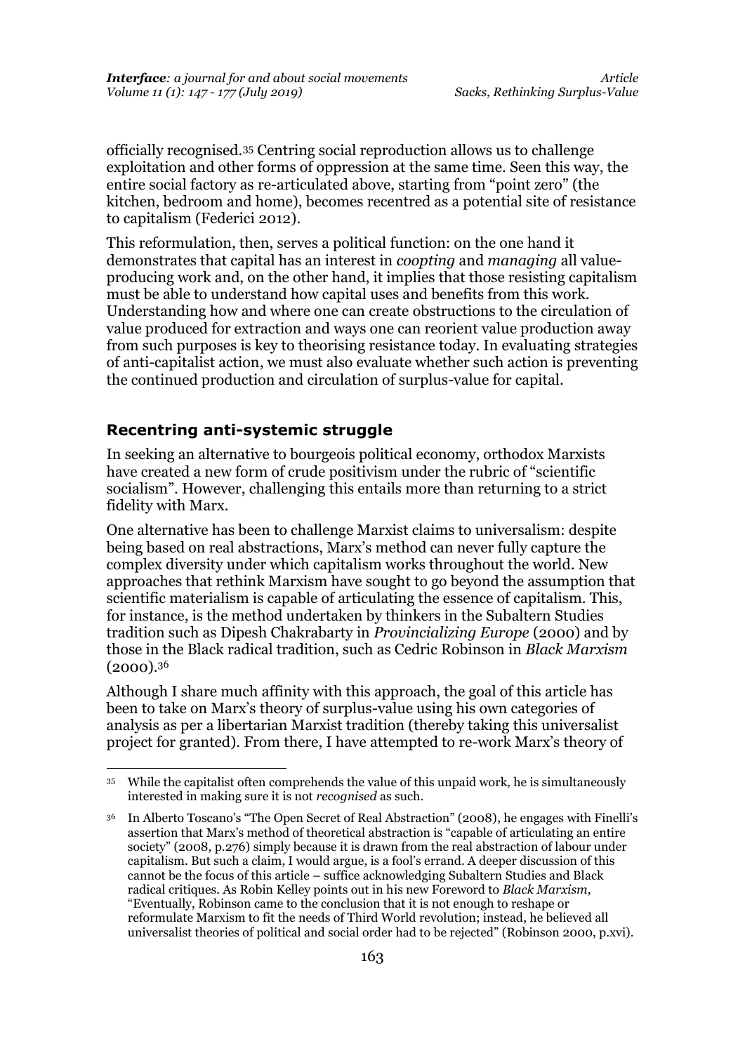officially recognised.[35] Centring social reproduction allows us to challenge exploitation and other forms of oppression at the same time. Seen this way, the entire social factory as re-articulated above, starting from "point zero" (the kitchen, bedroom and home), becomes recentred as a potential site of resistance to capitalism (Federici 2012).

This reformulation, then, serves a political function: on the one hand it demonstrates that capital has an interest in *coopting* and *managing* all value-producing work and, on the other hand, it implies that those resisting capitalism must be able to understand how capital uses and benefits from this work. Understanding how and where one can create obstructions to the circulation of value produced for extraction and ways one can reorient value production away from such purposes is key to theorising resistance today. In evaluating strategies of anti-capitalist action, we must also evaluate whether such action is preventing the continued production and circulation of surplus-value for capital.

## Recentring anti-systemic struggle

In seeking an alternative to bourgeois political economy, orthodox Marxists have created a new form of crude positivism under the rubric of "scientific socialism". However, challenging this entails more than returning to a strict fidelity with Marx.

One alternative has been to challenge Marxist claims to universalism: despite being based on real abstractions, Marx's method can never fully capture the complex diversity under which capitalism works throughout the world. New approaches that rethink Marxism have sought to go beyond the assumption that scientific materialism is capable of articulating the essence of capitalism. This, for instance, is the method undertaken by thinkers in the Subaltern Studies tradition such as Dipesh Chakrabarty in *Provincializing Europe* (2000) and by those in the Black radical tradition, such as Cedric Robinson in *Black Marxism* (2000).[36]

Although I share much affinity with this approach, the goal of this article has been to take on Marx's theory of surplus-value using his own categories of analysis as per a libertarian Marxist tradition (thereby taking this universalist project for granted). From there, I have attempted to re-work Marx's theory of

---

[35] While the capitalist often comprehends the value of this unpaid work, he is simultaneously interested in making sure it is not *recognised* as such.

[36] In Alberto Toscano's "The Open Secret of Real Abstraction" (2008), he engages with Finelli's assertion that Marx's method of theoretical abstraction is "capable of articulating an entire society" (2008, p.276) simply because it is drawn from the real abstraction of labour under capitalism. But such a claim, I would argue, is a fool's errand. A deeper discussion of this cannot be the focus of this article – suffice acknowledging Subaltern Studies and Black radical critiques. As Robin Kelley points out in his new Foreword to *Black Marxism*, "Eventually, Robinson came to the conclusion that it is not enough to reshape or reformulate Marxism to fit the needs of Third World revolution; instead, he believed all universalist theories of political and social order had to be rejected" (Robinson 2000, p.xvi).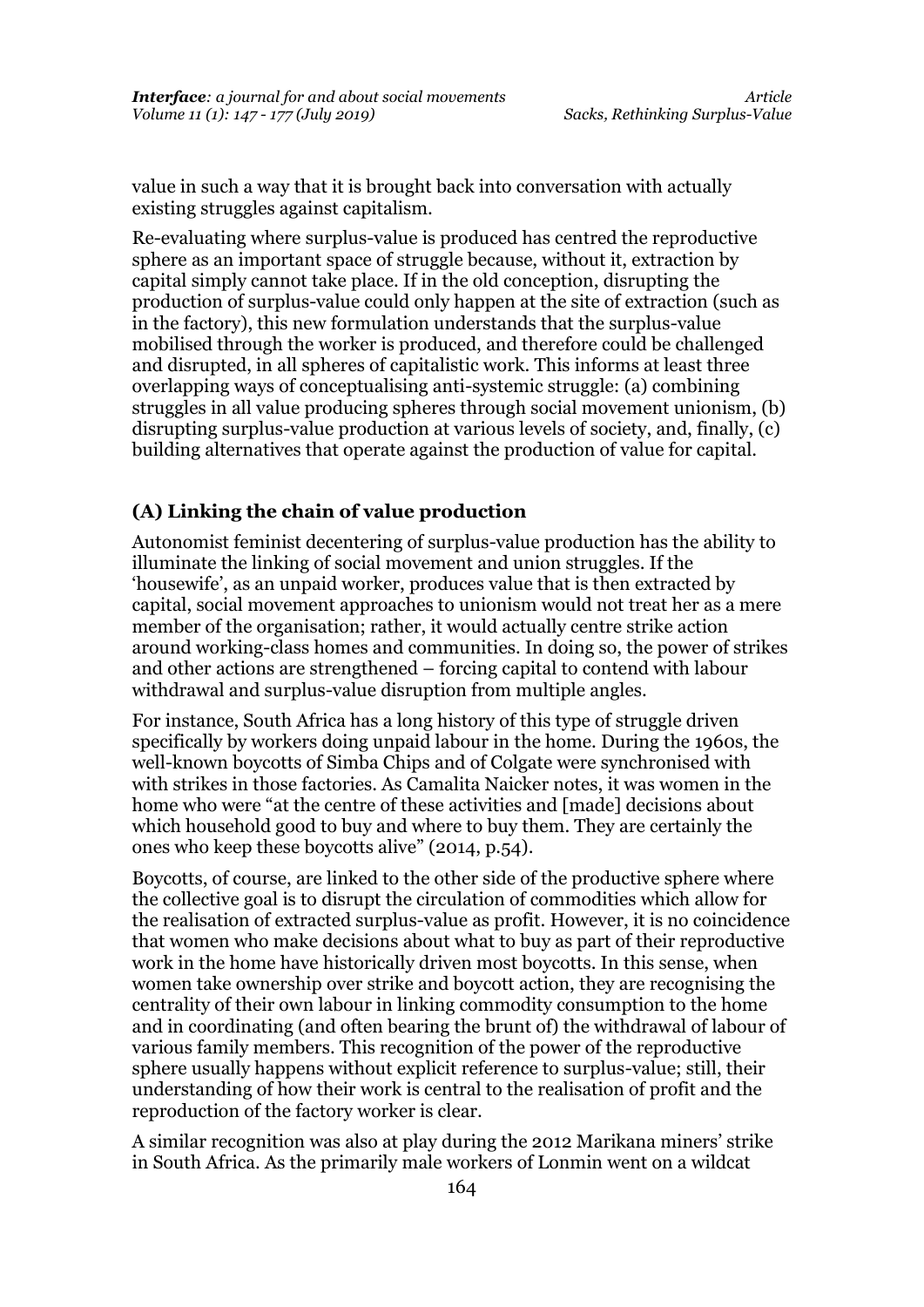value in such a way that it is brought back into conversation with actually existing struggles against capitalism.

Re-evaluating where surplus-value is produced has centred the reproductive sphere as an important space of struggle because, without it, extraction by capital simply cannot take place. If in the old conception, disrupting the production of surplus-value could only happen at the site of extraction (such as in the factory), this new formulation understands that the surplus-value mobilised through the worker is produced, and therefore could be challenged and disrupted, in all spheres of capitalistic work. This informs at least three overlapping ways of conceptualising anti-systemic struggle: (a) combining struggles in all value producing spheres through social movement unionism, (b) disrupting surplus-value production at various levels of society, and, finally, (c) building alternatives that operate against the production of value for capital.

### (A) Linking the chain of value production

Autonomist feminist decentering of surplus-value production has the ability to illuminate the linking of social movement and union struggles. If the 'housewife', as an unpaid worker, produces value that is then extracted by capital, social movement approaches to unionism would not treat her as a mere member of the organisation; rather, it would actually centre strike action around working-class homes and communities. In doing so, the power of strikes and other actions are strengthened – forcing capital to contend with labour withdrawal and surplus-value disruption from multiple angles.

For instance, South Africa has a long history of this type of struggle driven specifically by workers doing unpaid labour in the home. During the 1960s, the well-known boycotts of Simba Chips and of Colgate were synchronised with with strikes in those factories. As Camalita Naicker notes, it was women in the home who were "at the centre of these activities and [made] decisions about which household good to buy and where to buy them. They are certainly the ones who keep these boycotts alive" (2014, p.54).

Boycotts, of course, are linked to the other side of the productive sphere where the collective goal is to disrupt the circulation of commodities which allow for the realisation of extracted surplus-value as profit. However, it is no coincidence that women who make decisions about what to buy as part of their reproductive work in the home have historically driven most boycotts. In this sense, when women take ownership over strike and boycott action, they are recognising the centrality of their own labour in linking commodity consumption to the home and in coordinating (and often bearing the brunt of) the withdrawal of labour of various family members. This recognition of the power of the reproductive sphere usually happens without explicit reference to surplus-value; still, their understanding of how their work is central to the realisation of profit and the reproduction of the factory worker is clear.

A similar recognition was also at play during the 2012 Marikana miners' strike in South Africa. As the primarily male workers of Lonmin went on a wildcat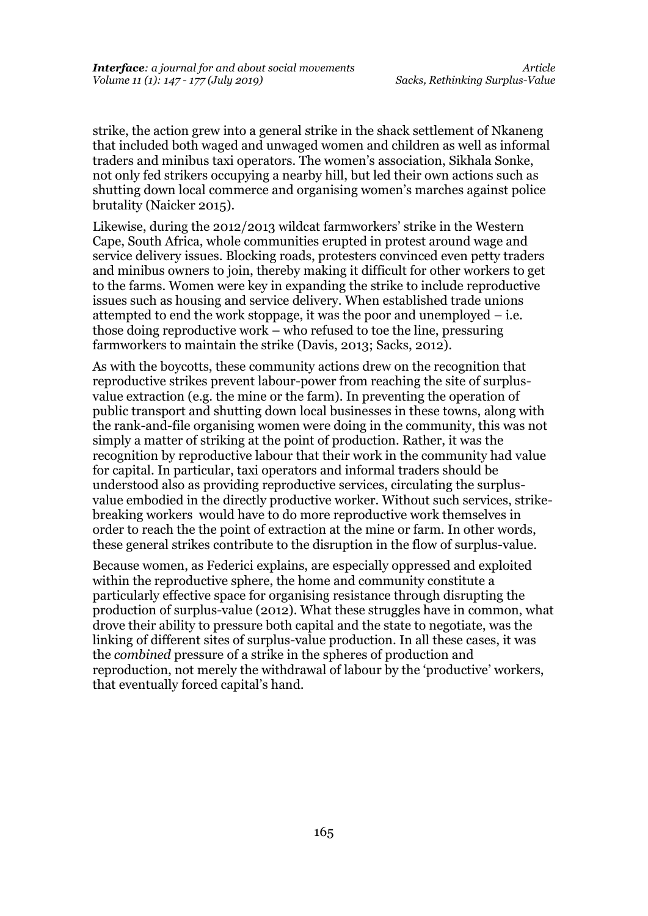strike, the action grew into a general strike in the shack settlement of Nkaneng that included both waged and unwaged women and children as well as informal traders and minibus taxi operators. The women's association, Sikhala Sonke, not only fed strikers occupying a nearby hill, but led their own actions such as shutting down local commerce and organising women's marches against police brutality (Naicker 2015).

Likewise, during the 2012/2013 wildcat farmworkers' strike in the Western Cape, South Africa, whole communities erupted in protest around wage and service delivery issues. Blocking roads, protesters convinced even petty traders and minibus owners to join, thereby making it difficult for other workers to get to the farms. Women were key in expanding the strike to include reproductive issues such as housing and service delivery. When established trade unions attempted to end the work stoppage, it was the poor and unemployed – i.e. those doing reproductive work – who refused to toe the line, pressuring farmworkers to maintain the strike (Davis, 2013; Sacks, 2012).

As with the boycotts, these community actions drew on the recognition that reproductive strikes prevent labour-power from reaching the site of surplus-value extraction (e.g. the mine or the farm). In preventing the operation of public transport and shutting down local businesses in these towns, along with the rank-and-file organising women were doing in the community, this was not simply a matter of striking at the point of production. Rather, it was the recognition by reproductive labour that their work in the community had value for capital. In particular, taxi operators and informal traders should be understood also as providing reproductive services, circulating the surplus-value embodied in the directly productive worker. Without such services, strike-breaking workers would have to do more reproductive work themselves in order to reach the the point of extraction at the mine or farm. In other words, these general strikes contribute to the disruption in the flow of surplus-value.

Because women, as Federici explains, are especially oppressed and exploited within the reproductive sphere, the home and community constitute a particularly effective space for organising resistance through disrupting the production of surplus-value (2012). What these struggles have in common, what drove their ability to pressure both capital and the state to negotiate, was the linking of different sites of surplus-value production. In all these cases, it was the *combined* pressure of a strike in the spheres of production and reproduction, not merely the withdrawal of labour by the 'productive' workers, that eventually forced capital's hand.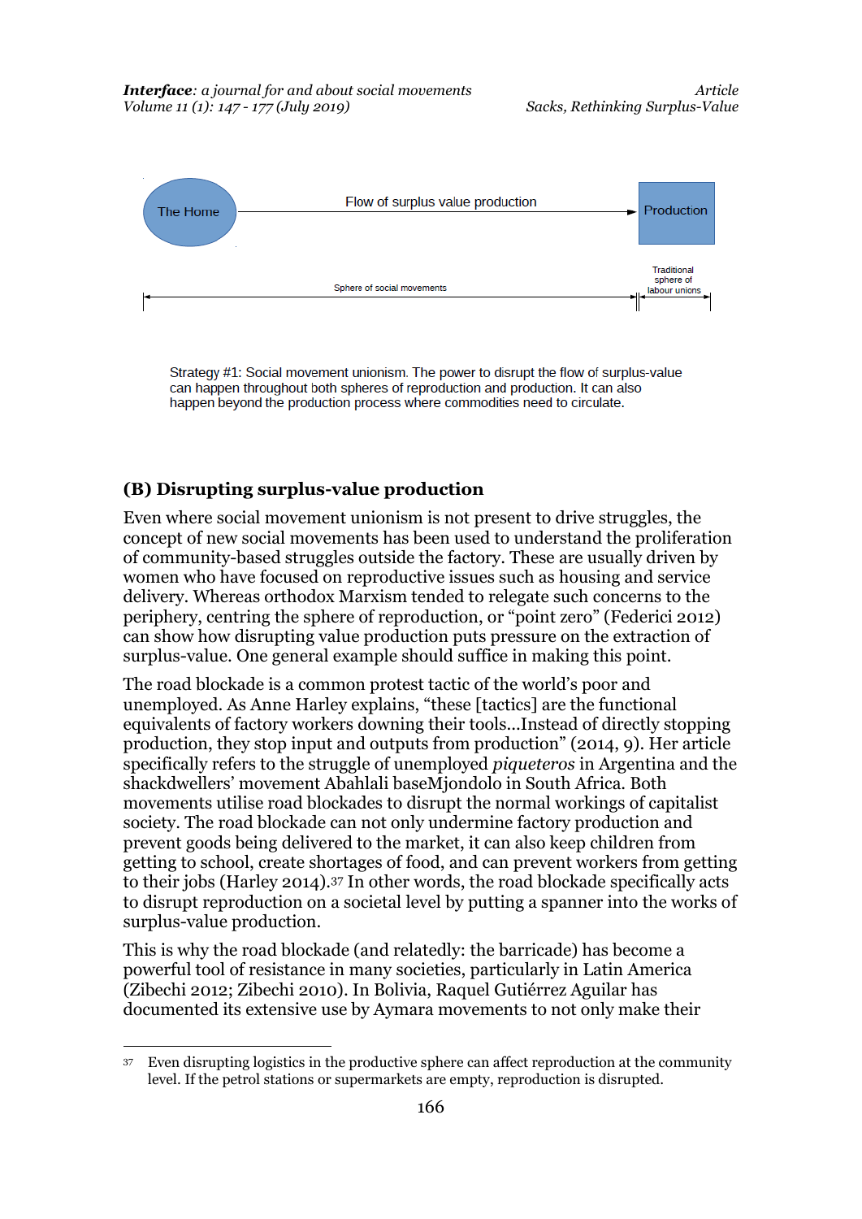The Home — Flow of surplus value production → Production

Sphere of social movements | Traditional sphere of labour unions

Strategy #1: Social movement unionism. The power to disrupt the flow of surplus-value can happen throughout both spheres of reproduction and production. It can also happen beyond the production process where commodities need to circulate.

## (B) Disrupting surplus-value production

Even where social movement unionism is not present to drive struggles, the concept of new social movements has been used to understand the proliferation of community-based struggles outside the factory. These are usually driven by women who have focused on reproductive issues such as housing and service delivery. Whereas orthodox Marxism tended to relegate such concerns to the periphery, centring the sphere of reproduction, or "point zero" (Federici 2012) can show how disrupting value production puts pressure on the extraction of surplus-value. One general example should suffice in making this point.

The road blockade is a common protest tactic of the world's poor and unemployed. As Anne Harley explains, "these [tactics] are the functional equivalents of factory workers downing their tools…Instead of directly stopping production, they stop input and outputs from production" (2014, 9). Her article specifically refers to the struggle of unemployed *piqueteros* in Argentina and the shackdwellers' movement Abahlali baseMjondolo in South Africa. Both movements utilise road blockades to disrupt the normal workings of capitalist society. The road blockade can not only undermine factory production and prevent goods being delivered to the market, it can also keep children from getting to school, create shortages of food, and can prevent workers from getting to their jobs (Harley 2014).[37] In other words, the road blockade specifically acts to disrupt reproduction on a societal level by putting a spanner into the works of surplus-value production.

This is why the road blockade (and relatedly: the barricade) has become a powerful tool of resistance in many societies, particularly in Latin America (Zibechi 2012; Zibechi 2010). In Bolivia, Raquel Gutiérrez Aguilar has documented its extensive use by Aymara movements to not only make their

[37] Even disrupting logistics in the productive sphere can affect reproduction at the community level. If the petrol stations or supermarkets are empty, reproduction is disrupted.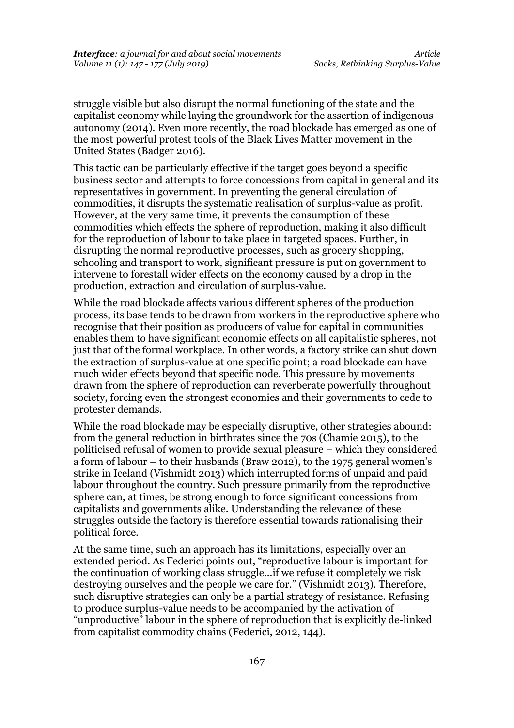struggle visible but also disrupt the normal functioning of the state and the capitalist economy while laying the groundwork for the assertion of indigenous autonomy (2014). Even more recently, the road blockade has emerged as one of the most powerful protest tools of the Black Lives Matter movement in the United States (Badger 2016).

This tactic can be particularly effective if the target goes beyond a specific business sector and attempts to force concessions from capital in general and its representatives in government. In preventing the general circulation of commodities, it disrupts the systematic realisation of surplus-value as profit. However, at the very same time, it prevents the consumption of these commodities which effects the sphere of reproduction, making it also difficult for the reproduction of labour to take place in targeted spaces. Further, in disrupting the normal reproductive processes, such as grocery shopping, schooling and transport to work, significant pressure is put on government to intervene to forestall wider effects on the economy caused by a drop in the production, extraction and circulation of surplus-value.

While the road blockade affects various different spheres of the production process, its base tends to be drawn from workers in the reproductive sphere who recognise that their position as producers of value for capital in communities enables them to have significant economic effects on all capitalistic spheres, not just that of the formal workplace. In other words, a factory strike can shut down the extraction of surplus-value at one specific point; a road blockade can have much wider effects beyond that specific node. This pressure by movements drawn from the sphere of reproduction can reverberate powerfully throughout society, forcing even the strongest economies and their governments to cede to protester demands.

While the road blockade may be especially disruptive, other strategies abound: from the general reduction in birthrates since the 70s (Chamie 2015), to the politicised refusal of women to provide sexual pleasure – which they considered a form of labour – to their husbands (Braw 2012), to the 1975 general women's strike in Iceland (Vishmidt 2013) which interrupted forms of unpaid and paid labour throughout the country. Such pressure primarily from the reproductive sphere can, at times, be strong enough to force significant concessions from capitalists and governments alike. Understanding the relevance of these struggles outside the factory is therefore essential towards rationalising their political force.

At the same time, such an approach has its limitations, especially over an extended period. As Federici points out, "reproductive labour is important for the continuation of working class struggle…if we refuse it completely we risk destroying ourselves and the people we care for." (Vishmidt 2013). Therefore, such disruptive strategies can only be a partial strategy of resistance. Refusing to produce surplus-value needs to be accompanied by the activation of "unproductive" labour in the sphere of reproduction that is explicitly de-linked from capitalist commodity chains (Federici, 2012, 144).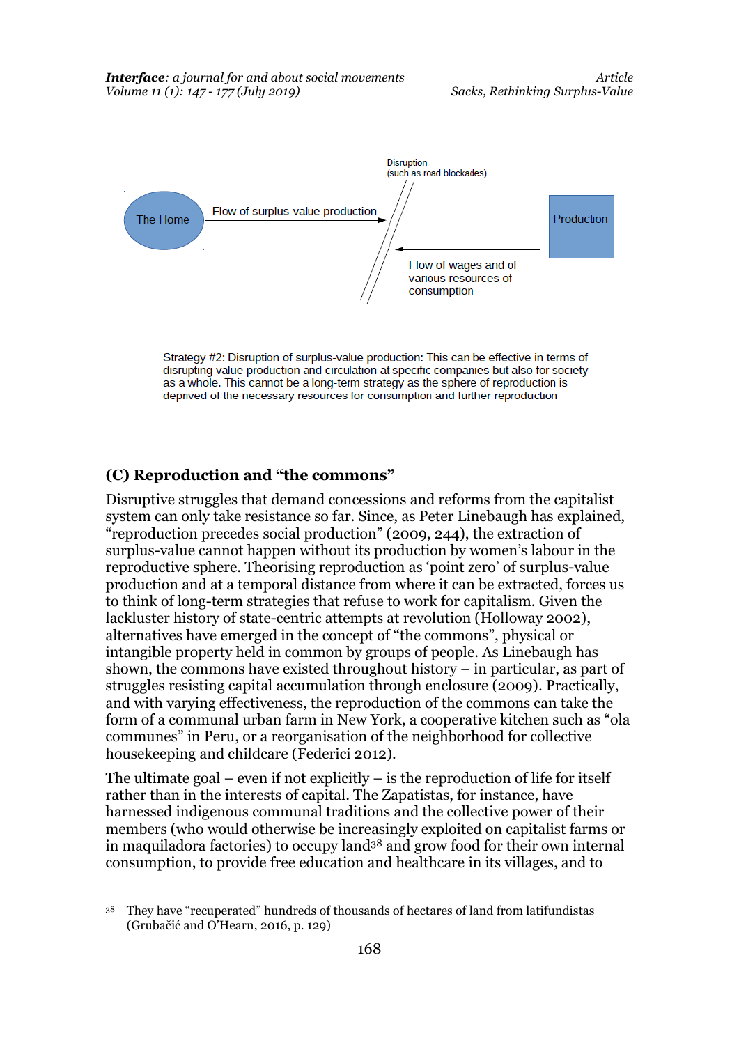Disruption
(such as road blockades)

The Home — Flow of surplus-value production → Production

Flow of wages and of various resources of consumption

Strategy #2: Disruption of surplus-value production: This can be effective in terms of disrupting value production and circulation at specific companies but also for society as a whole. This cannot be a long-term strategy as the sphere of reproduction is deprived of the necessary resources for consumption and further reproduction

## (C) Reproduction and "the commons"

Disruptive struggles that demand concessions and reforms from the capitalist system can only take resistance so far. Since, as Peter Linebaugh has explained, "reproduction precedes social production" (2009, 244), the extraction of surplus-value cannot happen without its production by women's labour in the reproductive sphere. Theorising reproduction as 'point zero' of surplus-value production and at a temporal distance from where it can be extracted, forces us to think of long-term strategies that refuse to work for capitalism. Given the lackluster history of state-centric attempts at revolution (Holloway 2002), alternatives have emerged in the concept of "the commons", physical or intangible property held in common by groups of people. As Linebaugh has shown, the commons have existed throughout history – in particular, as part of struggles resisting capital accumulation through enclosure (2009). Practically, and with varying effectiveness, the reproduction of the commons can take the form of a communal urban farm in New York, a cooperative kitchen such as "ola communes" in Peru, or a reorganisation of the neighborhood for collective housekeeping and childcare (Federici 2012).

The ultimate goal – even if not explicitly – is the reproduction of life for itself rather than in the interests of capital. The Zapatistas, for instance, have harnessed indigenous communal traditions and the collective power of their members (who would otherwise be increasingly exploited on capitalist farms or in maquiladora factories) to occupy land[38] and grow food for their own internal consumption, to provide free education and healthcare in its villages, and to

---

[38] They have "recuperated" hundreds of thousands of hectares of land from latifundistas (Grubačić and O'Hearn, 2016, p. 129)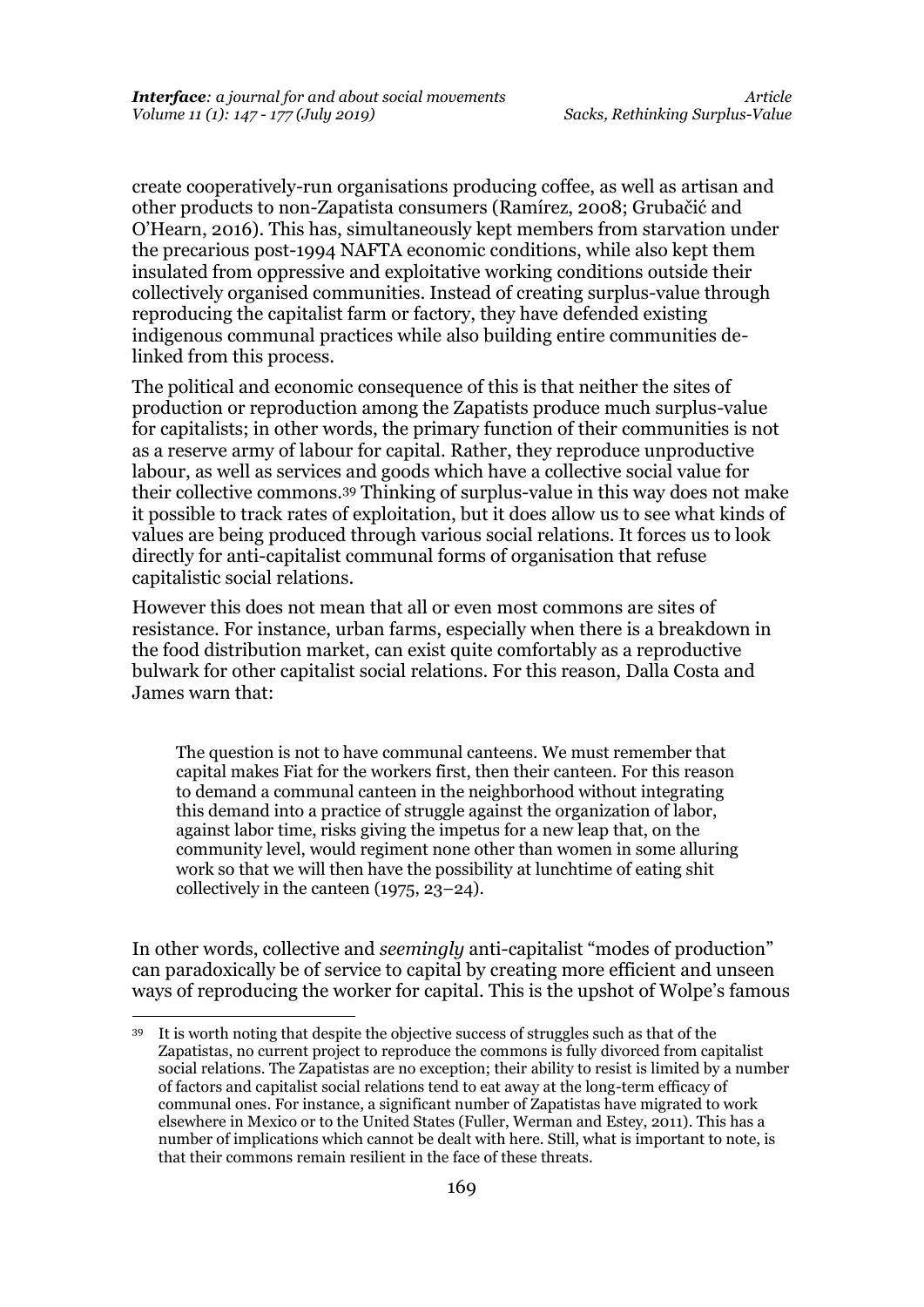create cooperatively-run organisations producing coffee, as well as artisan and other products to non-Zapatista consumers (Ramírez, 2008; Grubačić and O'Hearn, 2016). This has, simultaneously kept members from starvation under the precarious post-1994 NAFTA economic conditions, while also kept them insulated from oppressive and exploitative working conditions outside their collectively organised communities. Instead of creating surplus-value through reproducing the capitalist farm or factory, they have defended existing indigenous communal practices while also building entire communities de-linked from this process.

The political and economic consequence of this is that neither the sites of production or reproduction among the Zapatists produce much surplus-value for capitalists; in other words, the primary function of their communities is not as a reserve army of labour for capital. Rather, they reproduce unproductive labour, as well as services and goods which have a collective social value for their collective commons.[39] Thinking of surplus-value in this way does not make it possible to track rates of exploitation, but it does allow us to see what kinds of values are being produced through various social relations. It forces us to look directly for anti-capitalist communal forms of organisation that refuse capitalistic social relations.

However this does not mean that all or even most commons are sites of resistance. For instance, urban farms, especially when there is a breakdown in the food distribution market, can exist quite comfortably as a reproductive bulwark for other capitalist social relations. For this reason, Dalla Costa and James warn that:

> The question is not to have communal canteens. We must remember that capital makes Fiat for the workers first, then their canteen. For this reason to demand a communal canteen in the neighborhood without integrating this demand into a practice of struggle against the organization of labor, against labor time, risks giving the impetus for a new leap that, on the community level, would regiment none other than women in some alluring work so that we will then have the possibility at lunchtime of eating shit collectively in the canteen (1975, 23–24).

In other words, collective and *seemingly* anti-capitalist "modes of production" can paradoxically be of service to capital by creating more efficient and unseen ways of reproducing the worker for capital. This is the upshot of Wolpe's famous

[39] It is worth noting that despite the objective success of struggles such as that of the Zapatistas, no current project to reproduce the commons is fully divorced from capitalist social relations. The Zapatistas are no exception; their ability to resist is limited by a number of factors and capitalist social relations tend to eat away at the long-term efficacy of communal ones. For instance, a significant number of Zapatistas have migrated to work elsewhere in Mexico or to the United States (Fuller, Werman and Estey, 2011). This has a number of implications which cannot be dealt with here. Still, what is important to note, is that their commons remain resilient in the face of these threats.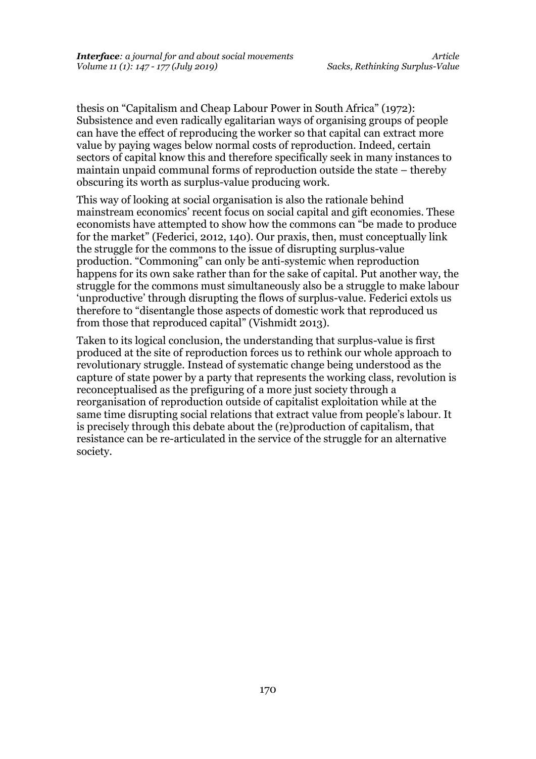thesis on "Capitalism and Cheap Labour Power in South Africa" (1972): Subsistence and even radically egalitarian ways of organising groups of people can have the effect of reproducing the worker so that capital can extract more value by paying wages below normal costs of reproduction. Indeed, certain sectors of capital know this and therefore specifically seek in many instances to maintain unpaid communal forms of reproduction outside the state – thereby obscuring its worth as surplus-value producing work.

This way of looking at social organisation is also the rationale behind mainstream economics' recent focus on social capital and gift economies. These economists have attempted to show how the commons can "be made to produce for the market" (Federici, 2012, 140). Our praxis, then, must conceptually link the struggle for the commons to the issue of disrupting surplus-value production. "Commoning" can only be anti-systemic when reproduction happens for its own sake rather than for the sake of capital. Put another way, the struggle for the commons must simultaneously also be a struggle to make labour 'unproductive' through disrupting the flows of surplus-value. Federici extols us therefore to "disentangle those aspects of domestic work that reproduced us from those that reproduced capital" (Vishmidt 2013).

Taken to its logical conclusion, the understanding that surplus-value is first produced at the site of reproduction forces us to rethink our whole approach to revolutionary struggle. Instead of systematic change being understood as the capture of state power by a party that represents the working class, revolution is reconceptualised as the prefiguring of a more just society through a reorganisation of reproduction outside of capitalist exploitation while at the same time disrupting social relations that extract value from people's labour. It is precisely through this debate about the (re)production of capitalism, that resistance can be re-articulated in the service of the struggle for an alternative society.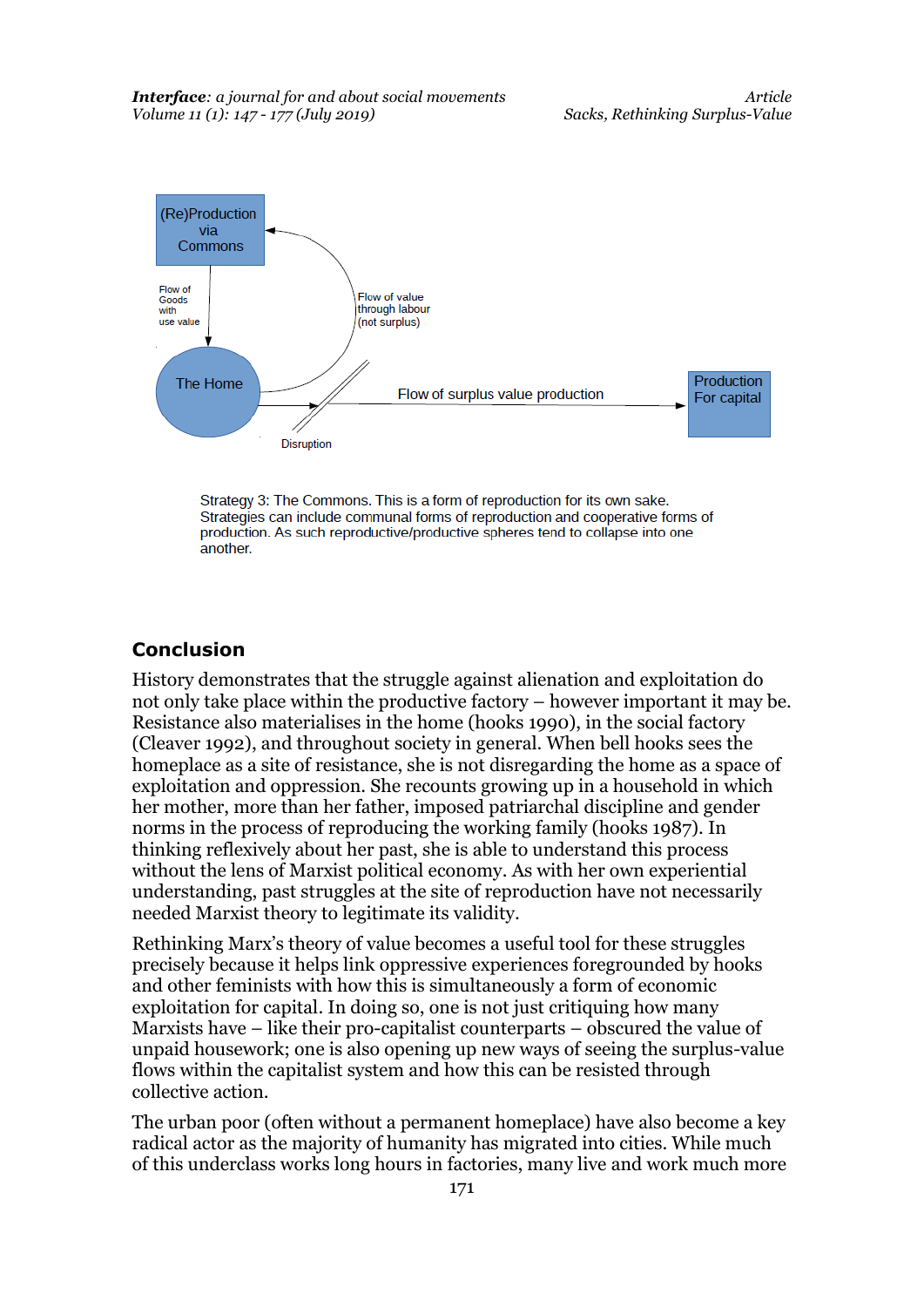(Re)Production via Commons

Flow of Goods with use value

Flow of value through labour (not surplus)

The Home

Disruption

Flow of surplus value production

Production For capital

Strategy 3: The Commons. This is a form of reproduction for its own sake. Strategies can include communal forms of reproduction and cooperative forms of production. As such reproductive/productive spheres tend to collapse into one another.

## Conclusion

History demonstrates that the struggle against alienation and exploitation do not only take place within the productive factory – however important it may be. Resistance also materialises in the home (hooks 1990), in the social factory (Cleaver 1992), and throughout society in general. When bell hooks sees the homeplace as a site of resistance, she is not disregarding the home as a space of exploitation and oppression. She recounts growing up in a household in which her mother, more than her father, imposed patriarchal discipline and gender norms in the process of reproducing the working family (hooks 1987). In thinking reflexively about her past, she is able to understand this process without the lens of Marxist political economy. As with her own experiential understanding, past struggles at the site of reproduction have not necessarily needed Marxist theory to legitimate its validity.

Rethinking Marx's theory of value becomes a useful tool for these struggles precisely because it helps link oppressive experiences foregrounded by hooks and other feminists with how this is simultaneously a form of economic exploitation for capital. In doing so, one is not just critiquing how many Marxists have – like their pro-capitalist counterparts – obscured the value of unpaid housework; one is also opening up new ways of seeing the surplus-value flows within the capitalist system and how this can be resisted through collective action.

The urban poor (often without a permanent homeplace) have also become a key radical actor as the majority of humanity has migrated into cities. While much of this underclass works long hours in factories, many live and work much more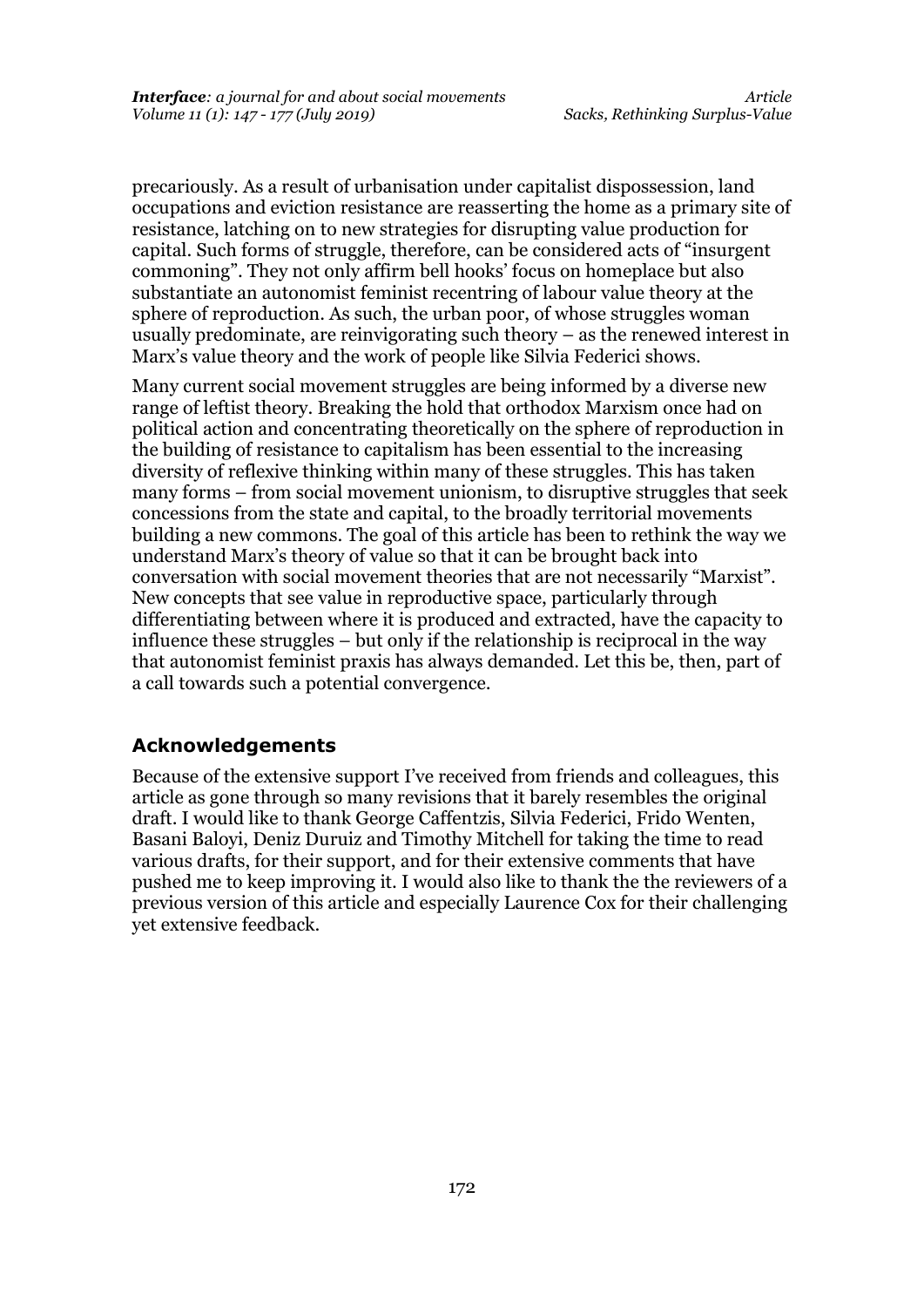precariously. As a result of urbanisation under capitalist dispossession, land occupations and eviction resistance are reasserting the home as a primary site of resistance, latching on to new strategies for disrupting value production for capital. Such forms of struggle, therefore, can be considered acts of "insurgent commoning". They not only affirm bell hooks' focus on homeplace but also substantiate an autonomist feminist recentring of labour value theory at the sphere of reproduction. As such, the urban poor, of whose struggles woman usually predominate, are reinvigorating such theory – as the renewed interest in Marx's value theory and the work of people like Silvia Federici shows.

Many current social movement struggles are being informed by a diverse new range of leftist theory. Breaking the hold that orthodox Marxism once had on political action and concentrating theoretically on the sphere of reproduction in the building of resistance to capitalism has been essential to the increasing diversity of reflexive thinking within many of these struggles. This has taken many forms – from social movement unionism, to disruptive struggles that seek concessions from the state and capital, to the broadly territorial movements building a new commons. The goal of this article has been to rethink the way we understand Marx's theory of value so that it can be brought back into conversation with social movement theories that are not necessarily "Marxist". New concepts that see value in reproductive space, particularly through differentiating between where it is produced and extracted, have the capacity to influence these struggles – but only if the relationship is reciprocal in the way that autonomist feminist praxis has always demanded. Let this be, then, part of a call towards such a potential convergence.

## Acknowledgements

Because of the extensive support I've received from friends and colleagues, this article as gone through so many revisions that it barely resembles the original draft. I would like to thank George Caffentzis, Silvia Federici, Frido Wenten, Basani Baloyi, Deniz Duruiz and Timothy Mitchell for taking the time to read various drafts, for their support, and for their extensive comments that have pushed me to keep improving it. I would also like to thank the the reviewers of a previous version of this article and especially Laurence Cox for their challenging yet extensive feedback.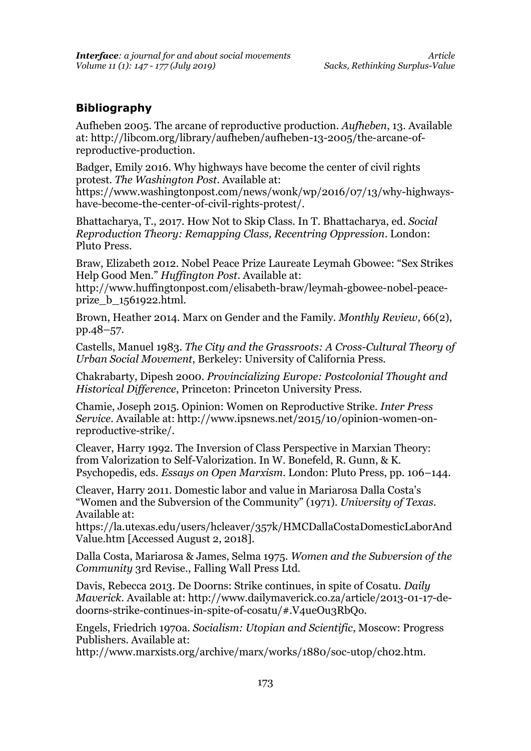## Bibliography

Aufheben 2005. The arcane of reproductive production. *Aufheben*, 13. Available at: http://libcom.org/library/aufheben/aufheben-13-2005/the-arcane-of-reproductive-production.

Badger, Emily 2016. Why highways have become the center of civil rights protest. *The Washington Post*. Available at: https://www.washingtonpost.com/news/wonk/wp/2016/07/13/why-highways-have-become-the-center-of-civil-rights-protest/.

Bhattacharya, T., 2017. How Not to Skip Class. In T. Bhattacharya, ed. *Social Reproduction Theory: Remapping Class, Recentring Oppression*. London: Pluto Press.

Braw, Elizabeth 2012. Nobel Peace Prize Laureate Leymah Gbowee: "Sex Strikes Help Good Men." *Huffington Post*. Available at: http://www.huffingtonpost.com/elisabeth-braw/leymah-gbowee-nobel-peace-prize_b_1561922.html.

Brown, Heather 2014. Marx on Gender and the Family. *Monthly Review*, 66(2), pp.48–57.

Castells, Manuel 1983. *The City and the Grassroots: A Cross-Cultural Theory of Urban Social Movement*, Berkeley: University of California Press.

Chakrabarty, Dipesh 2000. *Provincializing Europe: Postcolonial Thought and Historical Difference*, Princeton: Princeton University Press.

Chamie, Joseph 2015. Opinion: Women on Reproductive Strike. *Inter Press Service*. Available at: http://www.ipsnews.net/2015/10/opinion-women-on-reproductive-strike/.

Cleaver, Harry 1992. The Inversion of Class Perspective in Marxian Theory: from Valorization to Self-Valorization. In W. Bonefeld, R. Gunn, & K. Psychopedis, eds. *Essays on Open Marxism*. London: Pluto Press, pp. 106–144.

Cleaver, Harry 2011. Domestic labor and value in Mariarosa Dalla Costa's "Women and the Subversion of the Community" (1971). *University of Texas*. Available at: https://la.utexas.edu/users/hcleaver/357k/HMCDallaCostaDomesticLaborAndValue.htm [Accessed August 2, 2018].

Dalla Costa, Mariarosa & James, Selma 1975. *Women and the Subversion of the Community* 3rd Revise., Falling Wall Press Ltd.

Davis, Rebecca 2013. De Doorns: Strike continues, in spite of Cosatu. *Daily Maverick*. Available at: http://www.dailymaverick.co.za/article/2013-01-17-de-doorns-strike-continues-in-spite-of-cosatu/#.V4ueOu3RbQo.

Engels, Friedrich 1970a. *Socialism: Utopian and Scientific*, Moscow: Progress Publishers. Available at: http://www.marxists.org/archive/marx/works/1880/soc-utop/ch02.htm.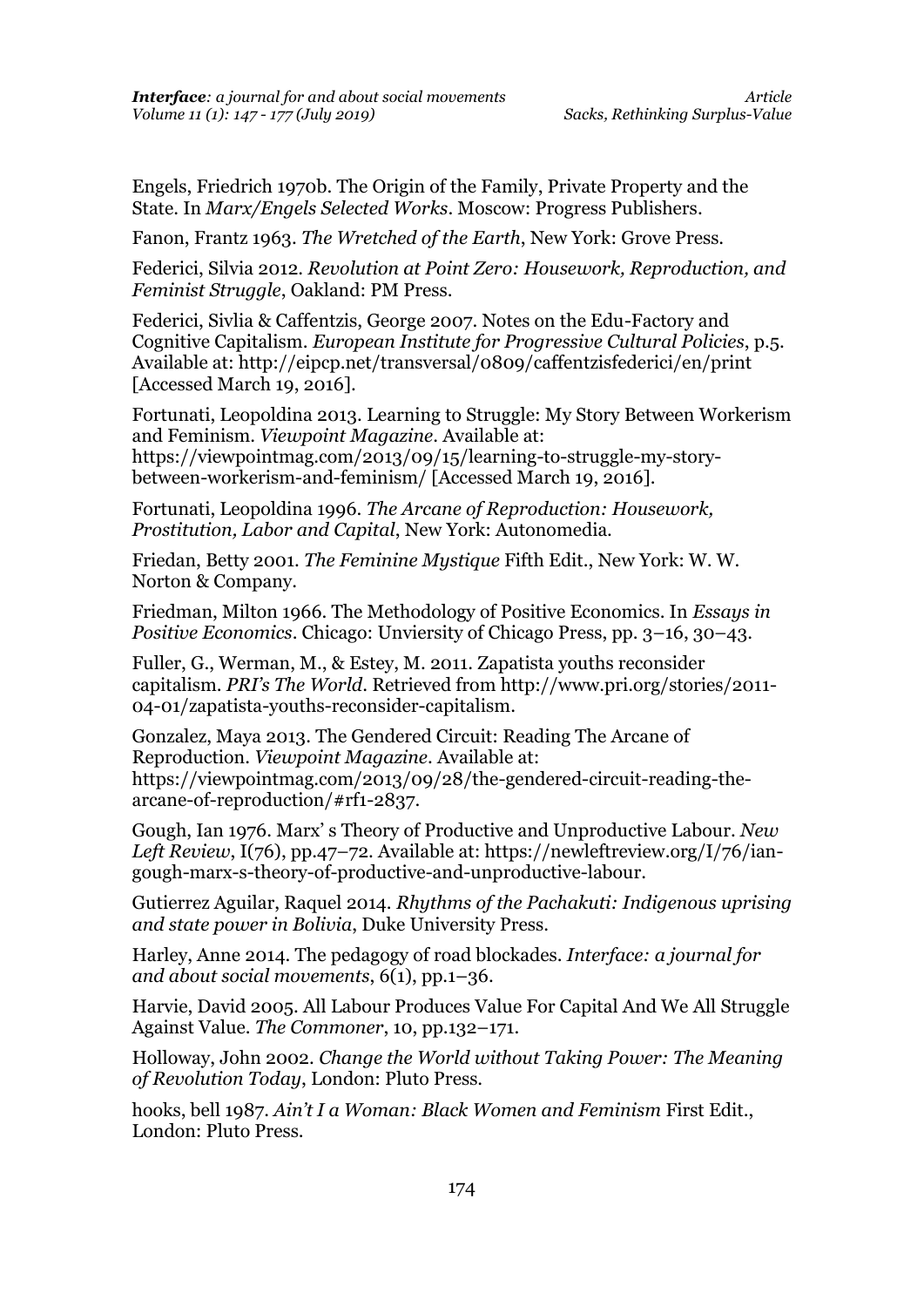Engels, Friedrich 1970b. The Origin of the Family, Private Property and the State. In *Marx/Engels Selected Works*. Moscow: Progress Publishers.

Fanon, Frantz 1963. *The Wretched of the Earth*, New York: Grove Press.

Federici, Silvia 2012. *Revolution at Point Zero: Housework, Reproduction, and Feminist Struggle*, Oakland: PM Press.

Federici, Sivlia & Caffentzis, George 2007. Notes on the Edu-Factory and Cognitive Capitalism. *European Institute for Progressive Cultural Policies*, p.5. Available at: http://eipcp.net/transversal/0809/caffentzisfederici/en/print [Accessed March 19, 2016].

Fortunati, Leopoldina 2013. Learning to Struggle: My Story Between Workerism and Feminism. *Viewpoint Magazine*. Available at: https://viewpointmag.com/2013/09/15/learning-to-struggle-my-story-between-workerism-and-feminism/ [Accessed March 19, 2016].

Fortunati, Leopoldina 1996. *The Arcane of Reproduction: Housework, Prostitution, Labor and Capital*, New York: Autonomedia.

Friedan, Betty 2001. *The Feminine Mystique* Fifth Edit., New York: W. W. Norton & Company.

Friedman, Milton 1966. The Methodology of Positive Economics. In *Essays in Positive Economics*. Chicago: Unviersity of Chicago Press, pp. 3–16, 30–43.

Fuller, G., Werman, M., & Estey, M. 2011. Zapatista youths reconsider capitalism. *PRI's The World*. Retrieved from http://www.pri.org/stories/2011-04-01/zapatista-youths-reconsider-capitalism.

Gonzalez, Maya 2013. The Gendered Circuit: Reading The Arcane of Reproduction. *Viewpoint Magazine*. Available at: https://viewpointmag.com/2013/09/28/the-gendered-circuit-reading-the-arcane-of-reproduction/#rf1-2837.

Gough, Ian 1976. Marx' s Theory of Productive and Unproductive Labour. *New Left Review*, I(76), pp.47–72. Available at: https://newleftreview.org/I/76/ian-gough-marx-s-theory-of-productive-and-unproductive-labour.

Gutierrez Aguilar, Raquel 2014. *Rhythms of the Pachakuti: Indigenous uprising and state power in Bolivia*, Duke University Press.

Harley, Anne 2014. The pedagogy of road blockades. *Interface: a journal for and about social movements*, 6(1), pp.1–36.

Harvie, David 2005. All Labour Produces Value For Capital And We All Struggle Against Value. *The Commoner*, 10, pp.132–171.

Holloway, John 2002. *Change the World without Taking Power: The Meaning of Revolution Today*, London: Pluto Press.

hooks, bell 1987. *Ain't I a Woman: Black Women and Feminism* First Edit., London: Pluto Press.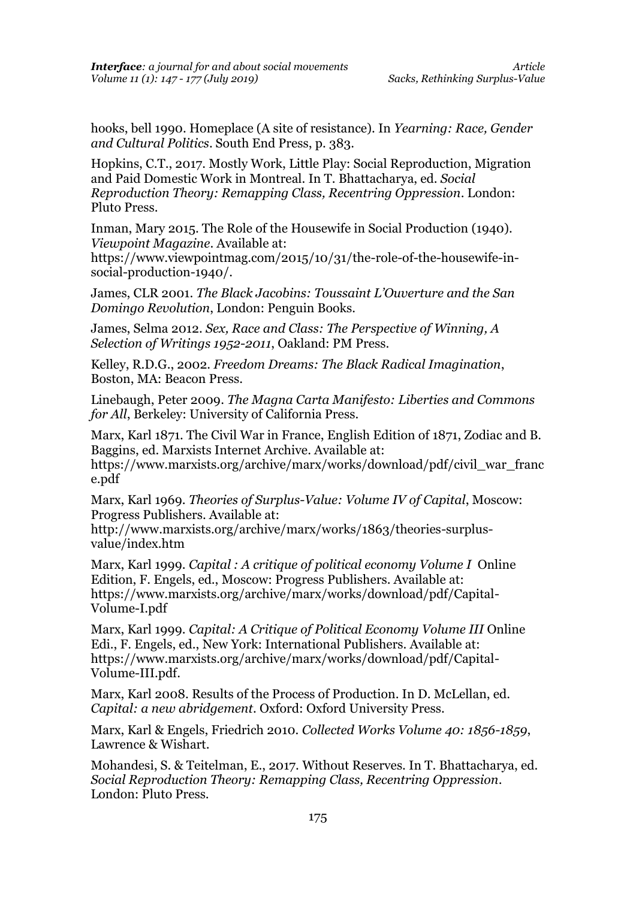hooks, bell 1990. Homeplace (A site of resistance). In *Yearning: Race, Gender and Cultural Politics*. South End Press, p. 383.

Hopkins, C.T., 2017. Mostly Work, Little Play: Social Reproduction, Migration and Paid Domestic Work in Montreal. In T. Bhattacharya, ed. *Social Reproduction Theory: Remapping Class, Recentring Oppression*. London: Pluto Press.

Inman, Mary 2015. The Role of the Housewife in Social Production (1940). *Viewpoint Magazine*. Available at: https://www.viewpointmag.com/2015/10/31/the-role-of-the-housewife-in-social-production-1940/.

James, CLR 2001. *The Black Jacobins: Toussaint L'Ouverture and the San Domingo Revolution*, London: Penguin Books.

James, Selma 2012. *Sex, Race and Class: The Perspective of Winning, A Selection of Writings 1952-2011*, Oakland: PM Press.

Kelley, R.D.G., 2002. *Freedom Dreams: The Black Radical Imagination*, Boston, MA: Beacon Press.

Linebaugh, Peter 2009. *The Magna Carta Manifesto: Liberties and Commons for All*, Berkeley: University of California Press.

Marx, Karl 1871. The Civil War in France, English Edition of 1871, Zodiac and B. Baggins, ed. Marxists Internet Archive. Available at: https://www.marxists.org/archive/marx/works/download/pdf/civil_war_france.pdf

Marx, Karl 1969. *Theories of Surplus-Value: Volume IV of Capital*, Moscow: Progress Publishers. Available at: http://www.marxists.org/archive/marx/works/1863/theories-surplus-value/index.htm

Marx, Karl 1999. *Capital : A critique of political economy Volume I* Online Edition, F. Engels, ed., Moscow: Progress Publishers. Available at: https://www.marxists.org/archive/marx/works/download/pdf/Capital-Volume-I.pdf

Marx, Karl 1999. *Capital: A Critique of Political Economy Volume III* Online Edi., F. Engels, ed., New York: International Publishers. Available at: https://www.marxists.org/archive/marx/works/download/pdf/Capital-Volume-III.pdf.

Marx, Karl 2008. Results of the Process of Production. In D. McLellan, ed. *Capital: a new abridgement*. Oxford: Oxford University Press.

Marx, Karl & Engels, Friedrich 2010. *Collected Works Volume 40: 1856-1859*, Lawrence & Wishart.

Mohandesi, S. & Teitelman, E., 2017. Without Reserves. In T. Bhattacharya, ed. *Social Reproduction Theory: Remapping Class, Recentring Oppression*. London: Pluto Press.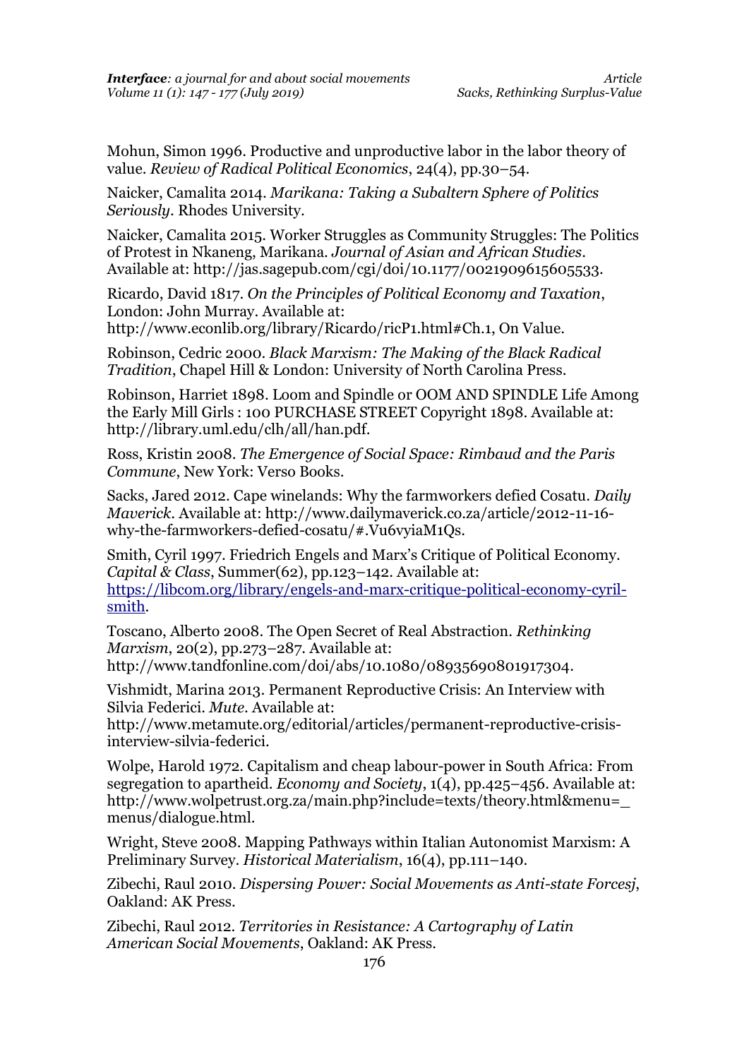Mohun, Simon 1996. Productive and unproductive labor in the labor theory of value. *Review of Radical Political Economics*, 24(4), pp.30–54.

Naicker, Camalita 2014. *Marikana: Taking a Subaltern Sphere of Politics Seriously*. Rhodes University.

Naicker, Camalita 2015. Worker Struggles as Community Struggles: The Politics of Protest in Nkaneng, Marikana. *Journal of Asian and African Studies*. Available at: http://jas.sagepub.com/cgi/doi/10.1177/0021909615605533.

Ricardo, David 1817. *On the Principles of Political Economy and Taxation*, London: John Murray. Available at: http://www.econlib.org/library/Ricardo/ricP1.html#Ch.1, On Value.

Robinson, Cedric 2000. *Black Marxism: The Making of the Black Radical Tradition*, Chapel Hill & London: University of North Carolina Press.

Robinson, Harriet 1898. Loom and Spindle or OOM AND SPINDLE Life Among the Early Mill Girls : 100 PURCHASE STREET Copyright 1898. Available at: http://library.uml.edu/clh/all/han.pdf.

Ross, Kristin 2008. *The Emergence of Social Space: Rimbaud and the Paris Commune*, New York: Verso Books.

Sacks, Jared 2012. Cape winelands: Why the farmworkers defied Cosatu. *Daily Maverick*. Available at: http://www.dailymaverick.co.za/article/2012-11-16-why-the-farmworkers-defied-cosatu/#.Vu6vyiaM1Qs.

Smith, Cyril 1997. Friedrich Engels and Marx's Critique of Political Economy. *Capital & Class*, Summer(62), pp.123–142. Available at: https://libcom.org/library/engels-and-marx-critique-political-economy-cyril-smith.

Toscano, Alberto 2008. The Open Secret of Real Abstraction. *Rethinking Marxism*, 20(2), pp.273–287. Available at: http://www.tandfonline.com/doi/abs/10.1080/08935690801917304.

Vishmidt, Marina 2013. Permanent Reproductive Crisis: An Interview with Silvia Federici. *Mute*. Available at: http://www.metamute.org/editorial/articles/permanent-reproductive-crisis-interview-silvia-federici.

Wolpe, Harold 1972. Capitalism and cheap labour-power in South Africa: From segregation to apartheid. *Economy and Society*, 1(4), pp.425–456. Available at: http://www.wolpetrust.org.za/main.php?include=texts/theory.html&menu=_menus/dialogue.html.

Wright, Steve 2008. Mapping Pathways within Italian Autonomist Marxism: A Preliminary Survey. *Historical Materialism*, 16(4), pp.111–140.

Zibechi, Raul 2010. *Dispersing Power: Social Movements as Anti-state Forcesj*, Oakland: AK Press.

Zibechi, Raul 2012. *Territories in Resistance: A Cartography of Latin American Social Movements*, Oakland: AK Press.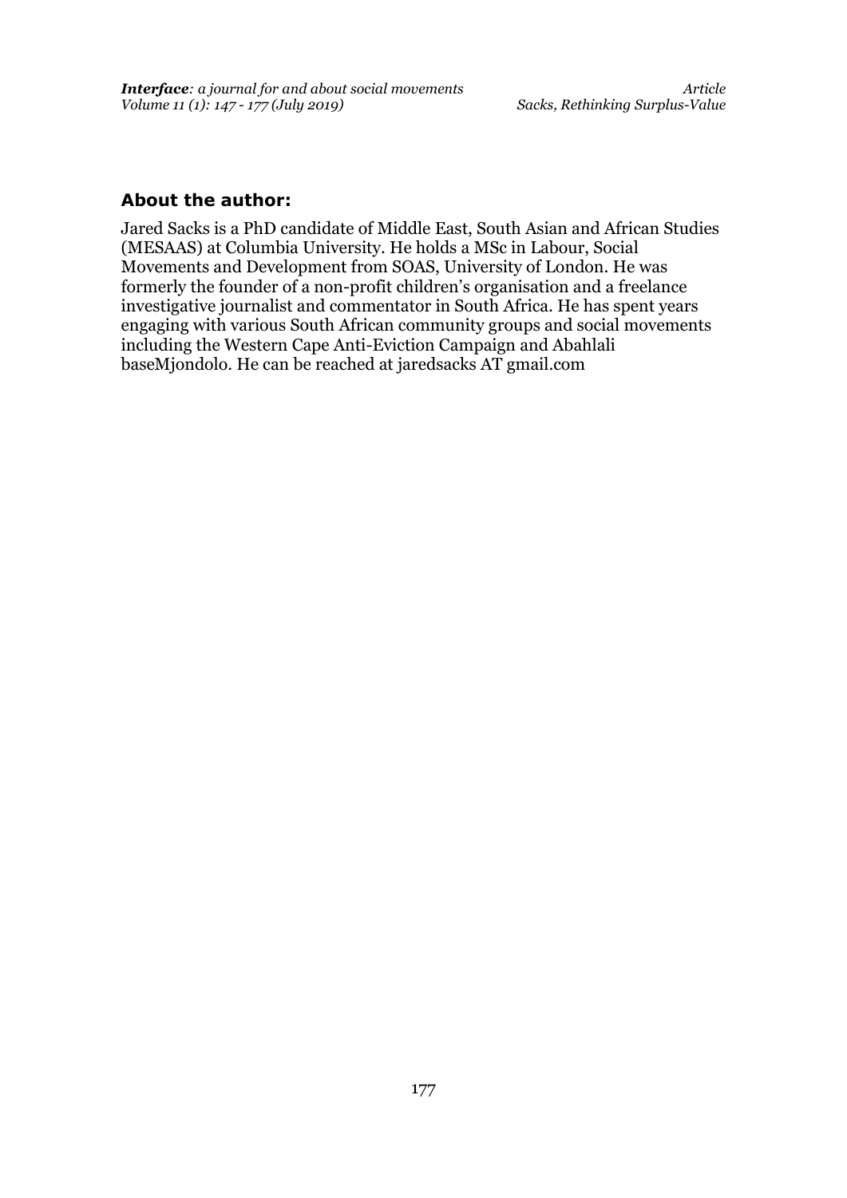### About the author:

Jared Sacks is a PhD candidate of Middle East, South Asian and African Studies (MESAAS) at Columbia University. He holds a MSc in Labour, Social Movements and Development from SOAS, University of London. He was formerly the founder of a non-profit children's organisation and a freelance investigative journalist and commentator in South Africa. He has spent years engaging with various South African community groups and social movements including the Western Cape Anti-Eviction Campaign and Abahlali baseMjondolo. He can be reached at jaredsacks AT gmail.com